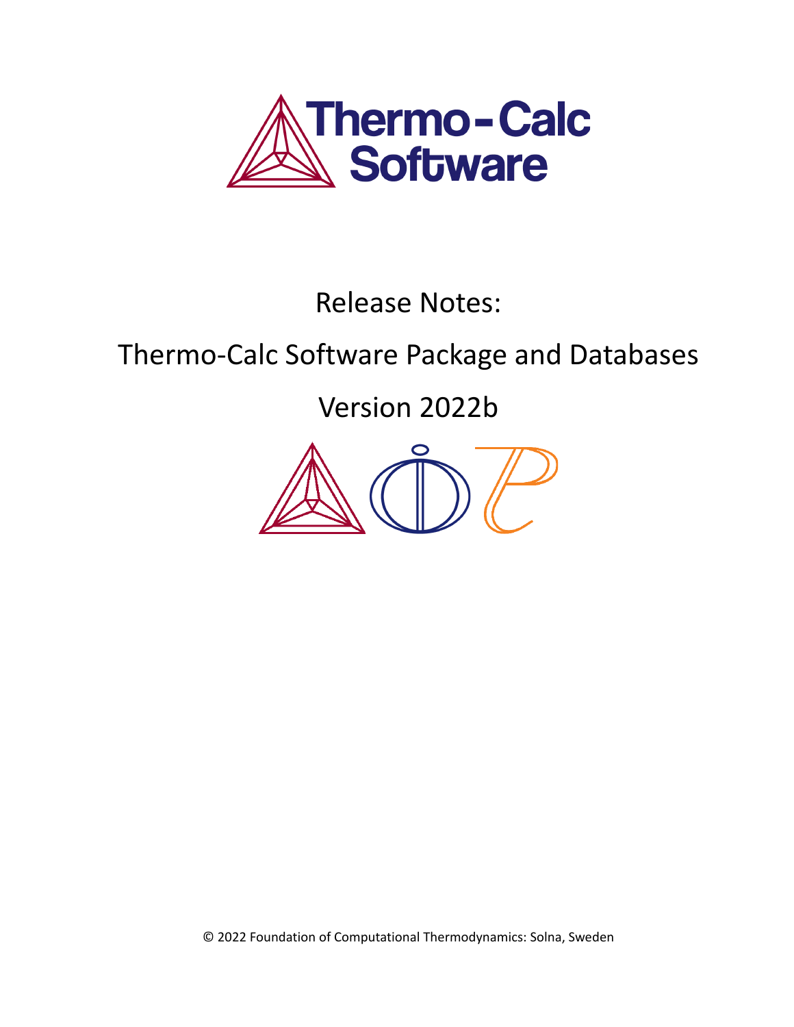# Release Notes:

# Thermo-Calc Software Package and Databases

# Version 2022b

© 2022 Foundation of Computational Thermodynamics: Solna, Sweden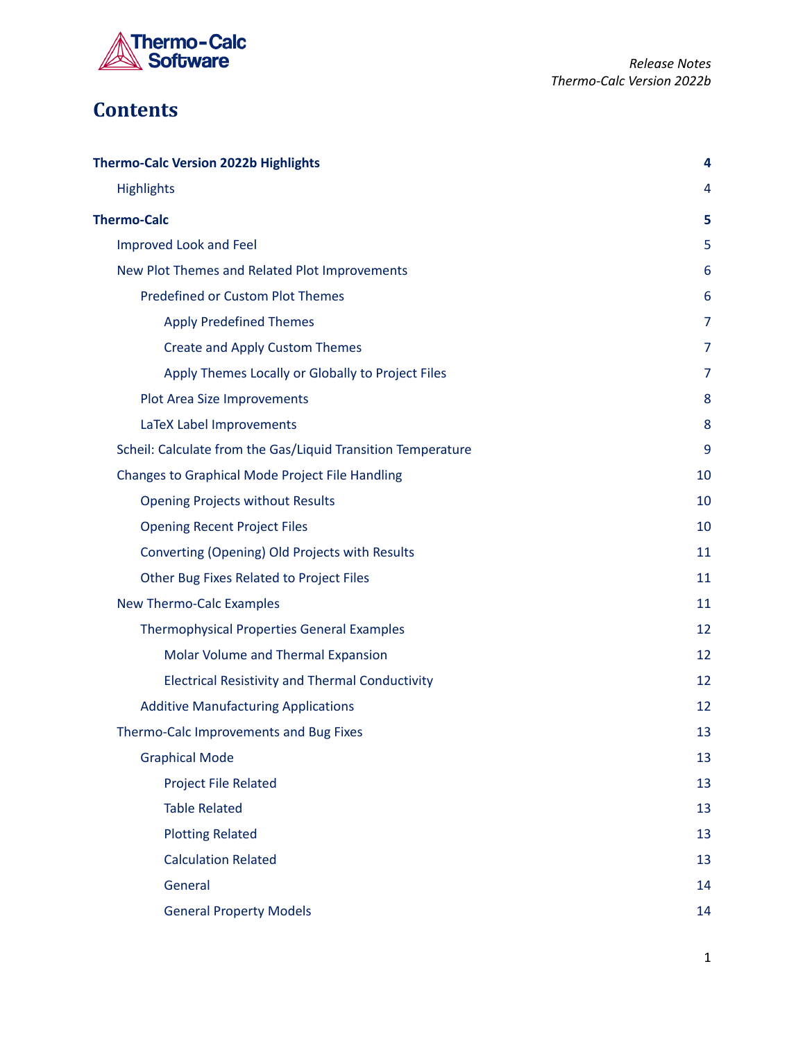# Contents

| | |
|---|---|
| **Thermo-Calc Version 2022b Highlights** | **4** |
| Highlights | 4 |
| **Thermo-Calc** | **5** |
| Improved Look and Feel | 5 |
| New Plot Themes and Related Plot Improvements | 6 |
| Predefined or Custom Plot Themes | 6 |
| Apply Predefined Themes | 7 |
| Create and Apply Custom Themes | 7 |
| Apply Themes Locally or Globally to Project Files | 7 |
| Plot Area Size Improvements | 8 |
| LaTeX Label Improvements | 8 |
| Scheil: Calculate from the Gas/Liquid Transition Temperature | 9 |
| Changes to Graphical Mode Project File Handling | 10 |
| Opening Projects without Results | 10 |
| Opening Recent Project Files | 10 |
| Converting (Opening) Old Projects with Results | 11 |
| Other Bug Fixes Related to Project Files | 11 |
| New Thermo-Calc Examples | 11 |
| Thermophysical Properties General Examples | 12 |
| Molar Volume and Thermal Expansion | 12 |
| Electrical Resistivity and Thermal Conductivity | 12 |
| Additive Manufacturing Applications | 12 |
| Thermo-Calc Improvements and Bug Fixes | 13 |
| Graphical Mode | 13 |
| Project File Related | 13 |
| Table Related | 13 |
| Plotting Related | 13 |
| Calculation Related | 13 |
| General | 14 |
| General Property Models | 14 |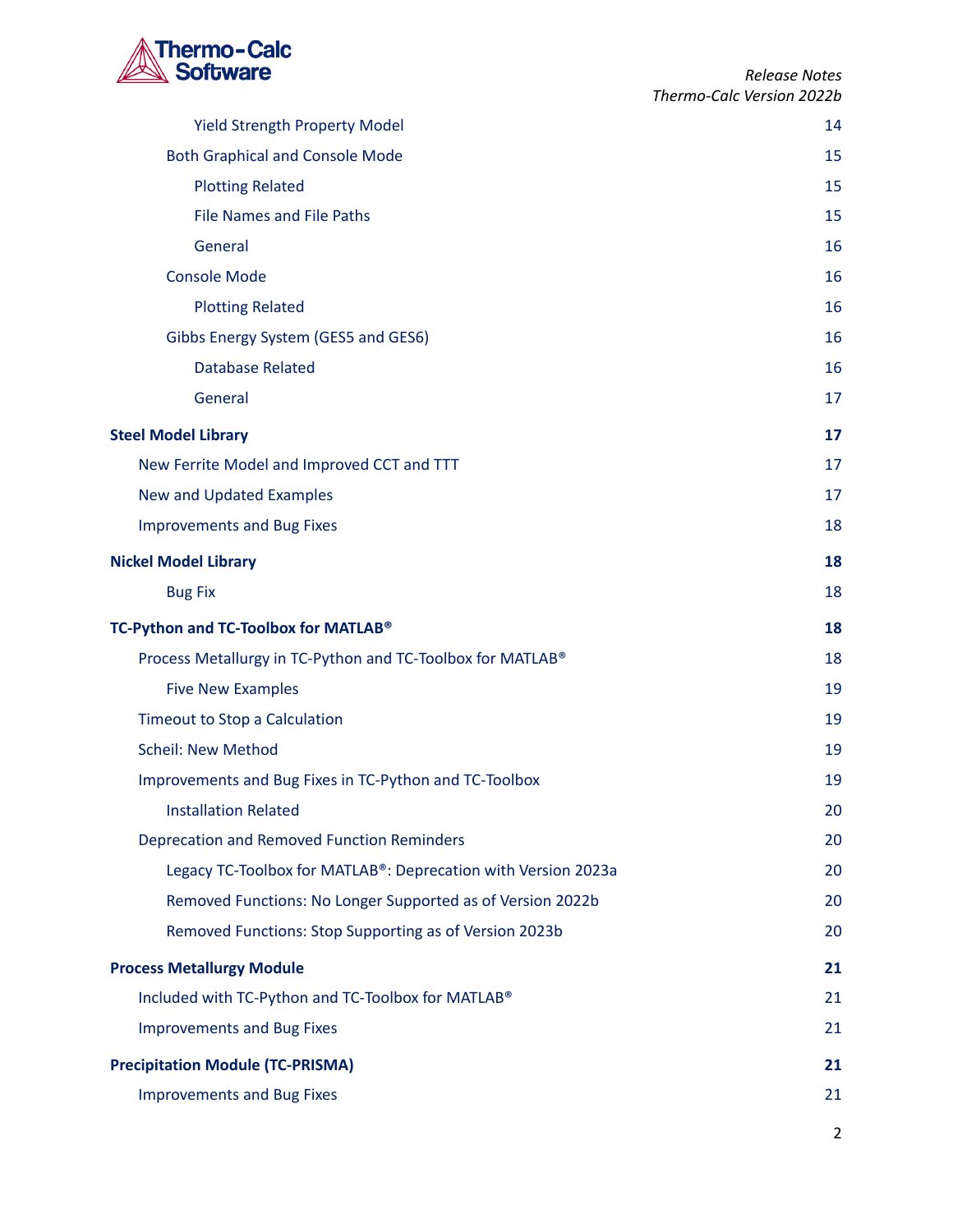- Yield Strength Property Model 14
- Both Graphical and Console Mode 15
  - Plotting Related 15
  - File Names and File Paths 15
  - General 16
- Console Mode 16
  - Plotting Related 16
- Gibbs Energy System (GES5 and GES6) 16
  - Database Related 16
  - General 17

**Steel Model Library 17**

- New Ferrite Model and Improved CCT and TTT 17
- New and Updated Examples 17
- Improvements and Bug Fixes 18

**Nickel Model Library 18**

- Bug Fix 18

**TC-Python and TC-Toolbox for MATLAB® 18**

- Process Metallurgy in TC-Python and TC-Toolbox for MATLAB® 18
  - Five New Examples 19
- Timeout to Stop a Calculation 19
- Scheil: New Method 19
- Improvements and Bug Fixes in TC-Python and TC-Toolbox 19
  - Installation Related 20
- Deprecation and Removed Function Reminders 20
  - Legacy TC-Toolbox for MATLAB®: Deprecation with Version 2023a 20
  - Removed Functions: No Longer Supported as of Version 2022b 20
  - Removed Functions: Stop Supporting as of Version 2023b 20

**Process Metallurgy Module 21**

- Included with TC-Python and TC-Toolbox for MATLAB® 21
- Improvements and Bug Fixes 21

**Precipitation Module (TC-PRISMA) 21**

- Improvements and Bug Fixes 21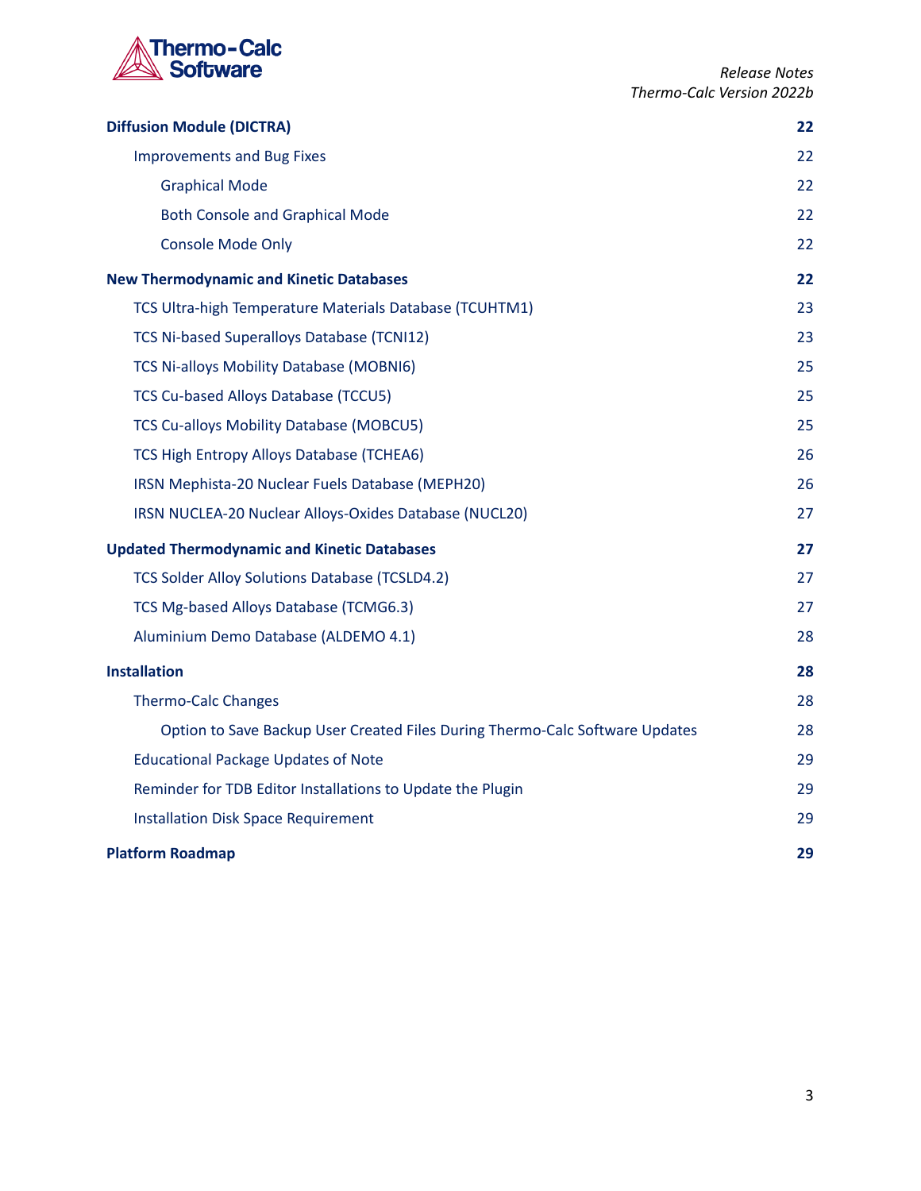- [Diffusion Module (DICTRA)](#) — 22
  - Improvements and Bug Fixes — 22
    - Graphical Mode — 22
    - Both Console and Graphical Mode — 22
    - Console Mode Only — 22
- **New Thermodynamic and Kinetic Databases** — 22
  - TCS Ultra-high Temperature Materials Database (TCUHTM1) — 23
  - TCS Ni-based Superalloys Database (TCNI12) — 23
  - TCS Ni-alloys Mobility Database (MOBNI6) — 25
  - TCS Cu-based Alloys Database (TCCU5) — 25
  - TCS Cu-alloys Mobility Database (MOBCU5) — 25
  - TCS High Entropy Alloys Database (TCHEA6) — 26
  - IRSN Mephista-20 Nuclear Fuels Database (MEPH20) — 26
  - IRSN NUCLEA-20 Nuclear Alloys-Oxides Database (NUCL20) — 27
- **Updated Thermodynamic and Kinetic Databases** — 27
  - TCS Solder Alloy Solutions Database (TCSLD4.2) — 27
  - TCS Mg-based Alloys Database (TCMG6.3) — 27
  - Aluminium Demo Database (ALDEMO 4.1) — 28
- **Installation** — 28
  - Thermo-Calc Changes — 28
    - Option to Save Backup User Created Files During Thermo-Calc Software Updates — 28
  - Educational Package Updates of Note — 29
  - Reminder for TDB Editor Installations to Update the Plugin — 29
  - Installation Disk Space Requirement — 29
- **Platform Roadmap** — 29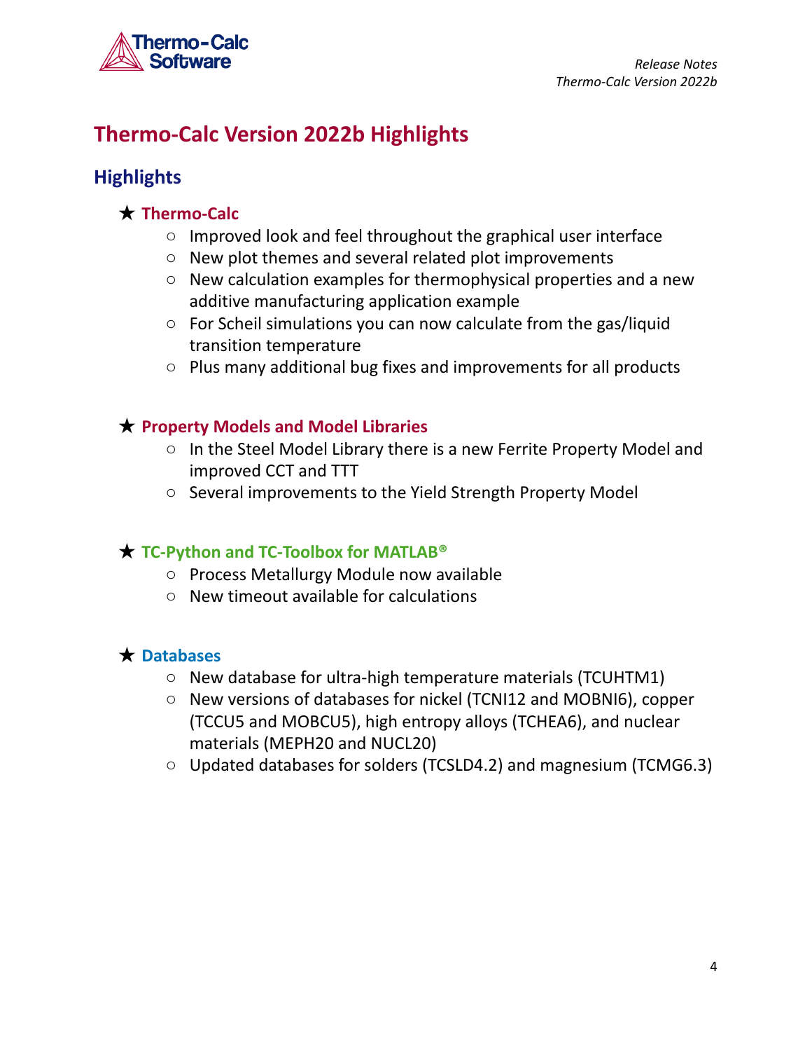# Thermo-Calc Version 2022b Highlights

## Highlights

- ★ **Thermo-Calc**
  - Improved look and feel throughout the graphical user interface
  - New plot themes and several related plot improvements
  - New calculation examples for thermophysical properties and a new additive manufacturing application example
  - For Scheil simulations you can now calculate from the gas/liquid transition temperature
  - Plus many additional bug fixes and improvements for all products

- ★ **Property Models and Model Libraries**
  - In the Steel Model Library there is a new Ferrite Property Model and improved CCT and TTT
  - Several improvements to the Yield Strength Property Model

- ★ **TC-Python and TC-Toolbox for MATLAB®**
  - Process Metallurgy Module now available
  - New timeout available for calculations

- ★ **Databases**
  - New database for ultra-high temperature materials (TCUHTM1)
  - New versions of databases for nickel (TCNI12 and MOBNI6), copper (TCCU5 and MOBCU5), high entropy alloys (TCHEA6), and nuclear materials (MEPH20 and NUCL20)
  - Updated databases for solders (TCSLD4.2) and magnesium (TCMG6.3)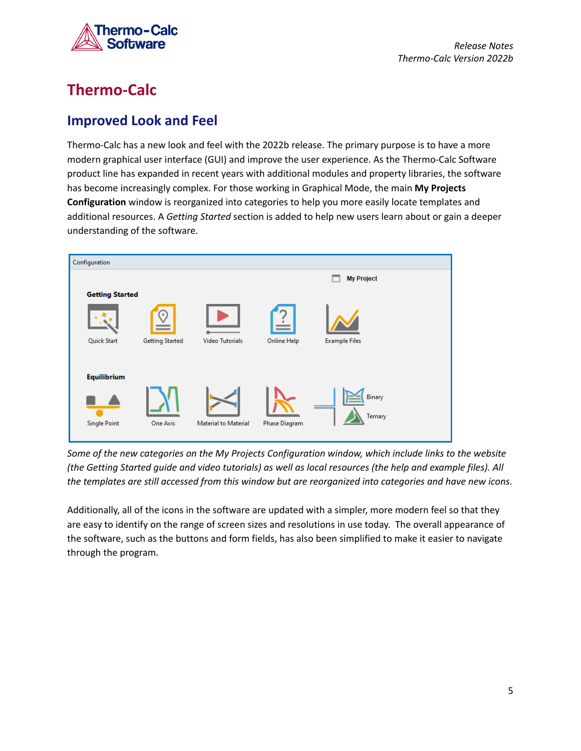# Thermo-Calc

## Improved Look and Feel

Thermo-Calc has a new look and feel with the 2022b release. The primary purpose is to have a more modern graphical user interface (GUI) and improve the user experience. As the Thermo-Calc Software product line has expanded in recent years with additional modules and property libraries, the software has become increasingly complex. For those working in Graphical Mode, the main **My Projects Configuration** window is reorganized into categories to help you more easily locate templates and additional resources. A *Getting Started* section is added to help new users learn about or gain a deeper understanding of the software.

*Some of the new categories on the My Projects Configuration window, which include links to the website (the Getting Started guide and video tutorials) as well as local resources (the help and example files). All the templates are still accessed from this window but are reorganized into categories and have new icons.*

Additionally, all of the icons in the software are updated with a simpler, more modern feel so that they are easy to identify on the range of screen sizes and resolutions in use today. The overall appearance of the software, such as the buttons and form fields, has also been simplified to make it easier to navigate through the program.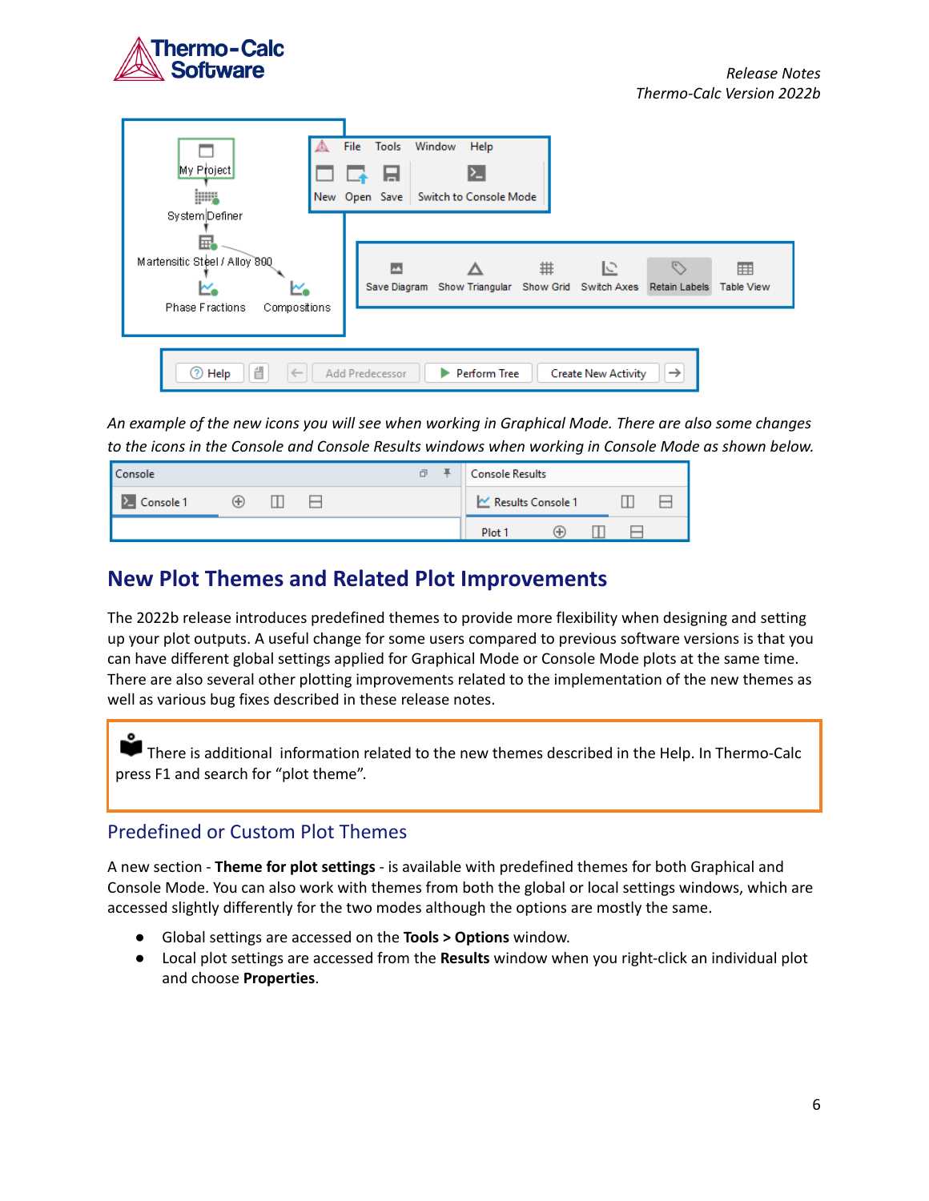*An example of the new icons you will see when working in Graphical Mode. There are also some changes to the icons in the Console and Console Results windows when working in Console Mode as shown below.*

## New Plot Themes and Related Plot Improvements

The 2022b release introduces predefined themes to provide more flexibility when designing and setting up your plot outputs. A useful change for some users compared to previous software versions is that you can have different global settings applied for Graphical Mode or Console Mode plots at the same time. There are also several other plotting improvements related to the implementation of the new themes as well as various bug fixes described in these release notes.

There is additional information related to the new themes described in the Help. In Thermo-Calc press F1 and search for "plot theme".

### Predefined or Custom Plot Themes

A new section - **Theme for plot settings** - is available with predefined themes for both Graphical and Console Mode. You can also work with themes from both the global or local settings windows, which are accessed slightly differently for the two modes although the options are mostly the same.

- Global settings are accessed on the **Tools > Options** window.
- Local plot settings are accessed from the **Results** window when you right-click an individual plot and choose **Properties**.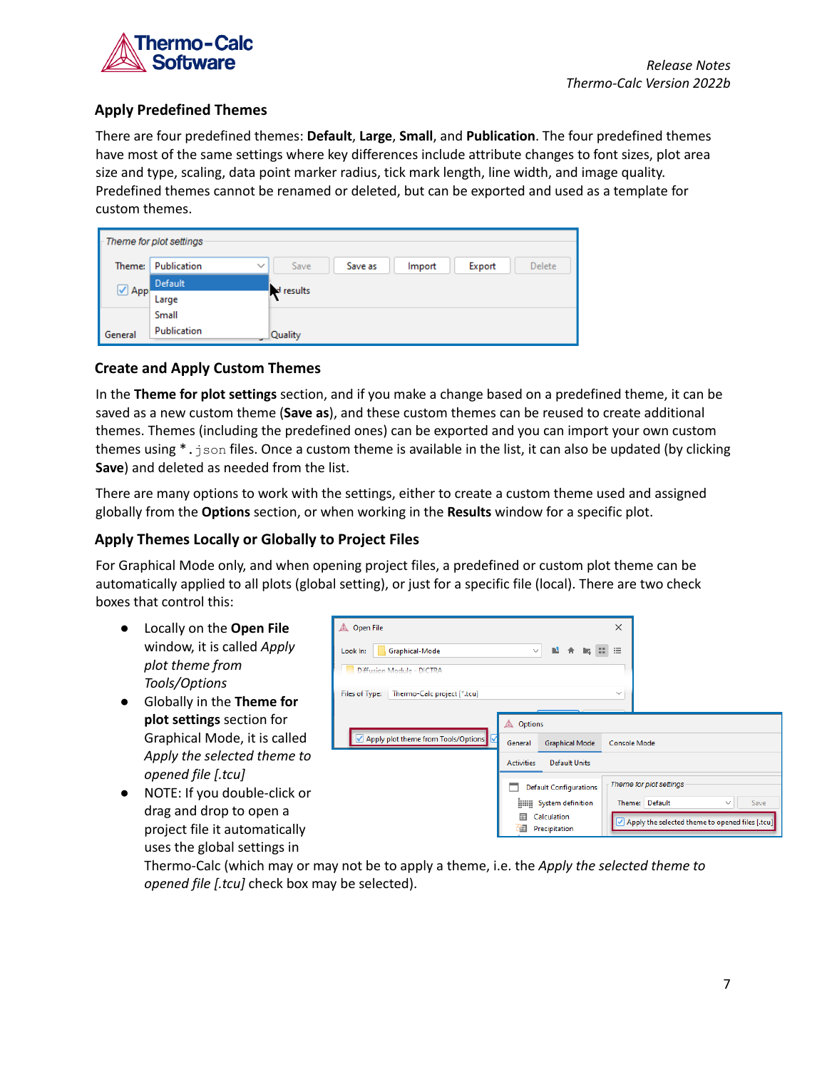### Apply Predefined Themes

There are four predefined themes: **Default**, **Large**, **Small**, and **Publication**. The four predefined themes have most of the same settings where key differences include attribute changes to font sizes, plot area size and type, scaling, data point marker radius, tick mark length, line width, and image quality. Predefined themes cannot be renamed or deleted, but can be exported and used as a template for custom themes.

### Create and Apply Custom Themes

In the **Theme for plot settings** section, and if you make a change based on a predefined theme, it can be saved as a new custom theme (**Save as**), and these custom themes can be reused to create additional themes. Themes (including the predefined ones) can be exported and you can import your own custom themes using `*.json` files. Once a custom theme is available in the list, it can also be updated (by clicking **Save**) and deleted as needed from the list.

There are many options to work with the settings, either to create a custom theme used and assigned globally from the **Options** section, or when working in the **Results** window for a specific plot.

### Apply Themes Locally or Globally to Project Files

For Graphical Mode only, and when opening project files, a predefined or custom plot theme can be automatically applied to all plots (global setting), or just for a specific file (local). There are two check boxes that control this:

- Locally on the **Open File** window, it is called *Apply plot theme from Tools/Options*
- Globally in the **Theme for plot settings** section for Graphical Mode, it is called *Apply the selected theme to opened file [.tcu]*
- NOTE: If you double-click or drag and drop to open a project file it automatically uses the global settings in Thermo-Calc (which may or may not be to apply a theme, i.e. the *Apply the selected theme to opened file [.tcu]* check box may be selected).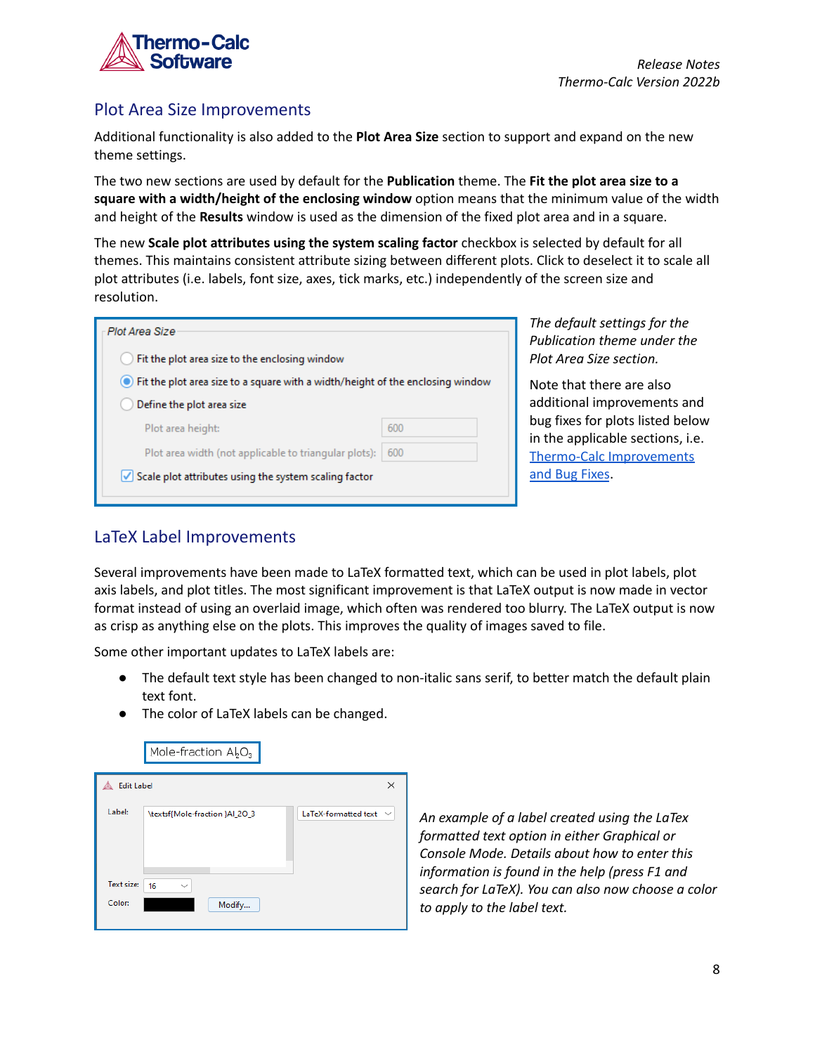## Plot Area Size Improvements

Additional functionality is also added to the **Plot Area Size** section to support and expand on the new theme settings.

The two new sections are used by default for the **Publication** theme. The **Fit the plot area size to a square with a width/height of the enclosing window** option means that the minimum value of the width and height of the **Results** window is used as the dimension of the fixed plot area and in a square.

The new **Scale plot attributes using the system scaling factor** checkbox is selected by default for all themes. This maintains consistent attribute sizing between different plots. Click to deselect it to scale all plot attributes (i.e. labels, font size, axes, tick marks, etc.) independently of the screen size and resolution.

*The default settings for the Publication theme under the Plot Area Size section.*

Note that there are also additional improvements and bug fixes for plots listed below in the applicable sections, i.e. Thermo-Calc Improvements and Bug Fixes.

## LaTeX Label Improvements

Several improvements have been made to LaTeX formatted text, which can be used in plot labels, plot axis labels, and plot titles. The most significant improvement is that LaTeX output is now made in vector format instead of using an overlaid image, which often was rendered too blurry. The LaTeX output is now as crisp as anything else on the plots. This improves the quality of images saved to file.

Some other important updates to LaTeX labels are:

- The default text style has been changed to non-italic sans serif, to better match the default plain text font.
- The color of LaTeX labels can be changed.

*An example of a label created using the LaTex formatted text option in either Graphical or Console Mode. Details about how to enter this information is found in the help (press F1 and search for LaTeX). You can also now choose a color to apply to the label text.*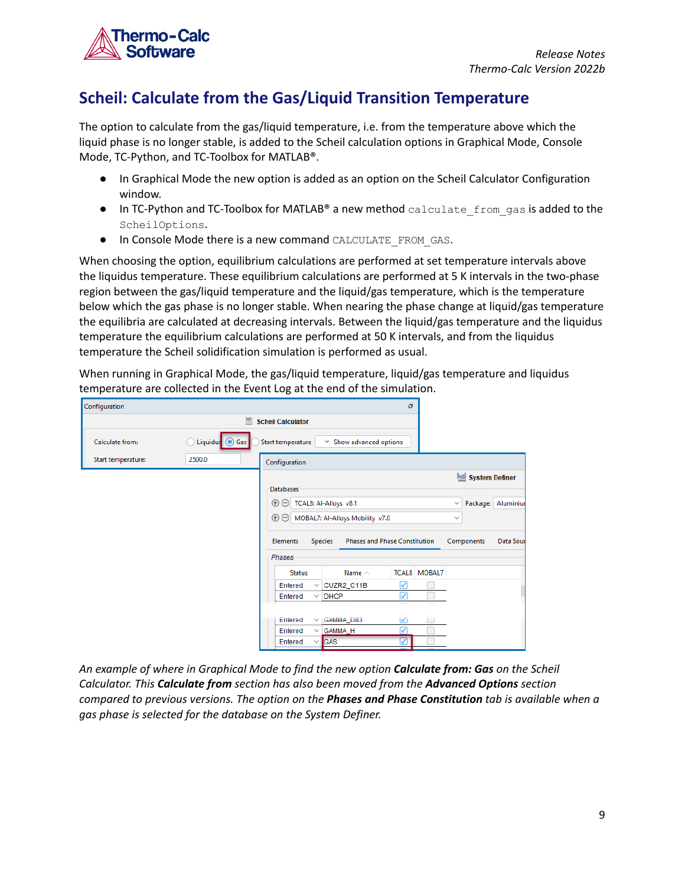## Scheil: Calculate from the Gas/Liquid Transition Temperature

The option to calculate from the gas/liquid temperature, i.e. from the temperature above which the liquid phase is no longer stable, is added to the Scheil calculation options in Graphical Mode, Console Mode, TC-Python, and TC-Toolbox for MATLAB®.

- In Graphical Mode the new option is added as an option on the Scheil Calculator Configuration window.
- In TC-Python and TC-Toolbox for MATLAB® a new method `calculate_from_gas` is added to the `ScheilOptions`.
- In Console Mode there is a new command `CALCULATE_FROM_GAS`.

When choosing the option, equilibrium calculations are performed at set temperature intervals above the liquidus temperature. These equilibrium calculations are performed at 5 K intervals in the two-phase region between the gas/liquid temperature and the liquid/gas temperature, which is the temperature below which the gas phase is no longer stable. When nearing the phase change at liquid/gas temperature the equilibria are calculated at decreasing intervals. Between the liquid/gas temperature and the liquidus temperature the equilibrium calculations are performed at 50 K intervals, and from the liquidus temperature the Scheil solidification simulation is performed as usual.

When running in Graphical Mode, the gas/liquid temperature, liquid/gas temperature and liquidus temperature are collected in the Event Log at the end of the simulation.

*An example of where in Graphical Mode to find the new option **Calculate from: Gas** on the Scheil Calculator. This **Calculate from** section has also been moved from the **Advanced Options** section compared to previous versions. The option on the **Phases and Phase Constitution** tab is available when a gas phase is selected for the database on the System Definer.*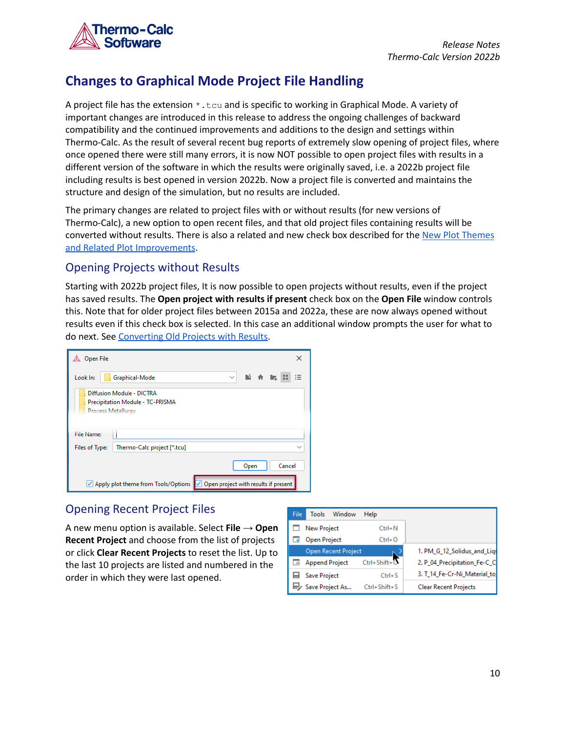## Changes to Graphical Mode Project File Handling

A project file has the extension `*.tcu` and is specific to working in Graphical Mode. A variety of important changes are introduced in this release to address the ongoing challenges of backward compatibility and the continued improvements and additions to the design and settings within Thermo-Calc. As the result of several recent bug reports of extremely slow opening of project files, where once opened there were still many errors, it is now NOT possible to open project files with results in a different version of the software in which the results were originally saved, i.e. a 2022b project file including results is best opened in version 2022b. Now a project file is converted and maintains the structure and design of the simulation, but no results are included.

The primary changes are related to project files with or without results (for new versions of Thermo-Calc), a new option to open recent files, and that old project files containing results will be converted without results. There is also a related and new check box described for the New Plot Themes and Related Plot Improvements.

### Opening Projects without Results

Starting with 2022b project files, It is now possible to open projects without results, even if the project has saved results. The **Open project with results if present** check box on the **Open File** window controls this. Note that for older project files between 2015a and 2022a, these are now always opened without results even if this check box is selected. In this case an additional window prompts the user for what to do next. See Converting Old Projects with Results.

### Opening Recent Project Files

A new menu option is available. Select **File** → **Open Recent Project** and choose from the list of projects or click **Clear Recent Projects** to reset the list. Up to the last 10 projects are listed and numbered in the order in which they were last opened.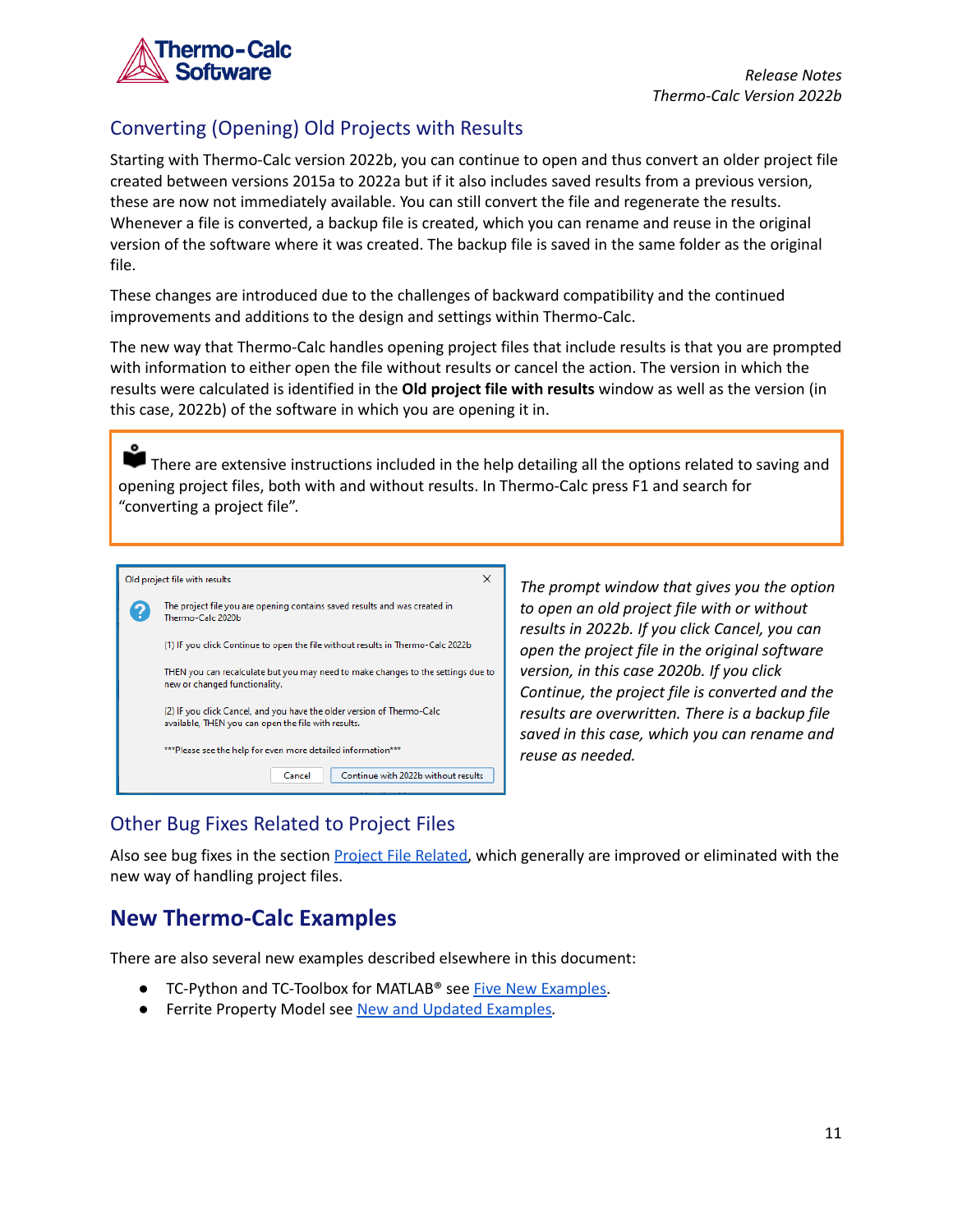## Converting (Opening) Old Projects with Results

Starting with Thermo-Calc version 2022b, you can continue to open and thus convert an older project file created between versions 2015a to 2022a but if it also includes saved results from a previous version, these are now not immediately available. You can still convert the file and regenerate the results. Whenever a file is converted, a backup file is created, which you can rename and reuse in the original version of the software where it was created. The backup file is saved in the same folder as the original file.

These changes are introduced due to the challenges of backward compatibility and the continued improvements and additions to the design and settings within Thermo-Calc.

The new way that Thermo-Calc handles opening project files that include results is that you are prompted with information to either open the file without results or cancel the action. The version in which the results were calculated is identified in the **Old project file with results** window as well as the version (in this case, 2022b) of the software in which you are opening it in.

> There are extensive instructions included in the help detailing all the options related to saving and opening project files, both with and without results. In Thermo-Calc press F1 and search for "converting a project file".

Old project file with results

The project file you are opening contains saved results and was created in Thermo-Calc 2020b

(1) If you click Continue to open the file without results in Thermo-Calc 2022b

THEN you can recalculate but you may need to make changes to the settings due to new or changed functionality.

(2) If you click Cancel, and you have the older version of Thermo-Calc available, THEN you can open the file with results.

***Please see the help for even more detailed information***

Cancel | Continue with 2022b without results

*The prompt window that gives you the option to open an old project file with or without results in 2022b. If you click Cancel, you can open the project file in the original software version, in this case 2020b. If you click Continue, the project file is converted and the results are overwritten. There is a backup file saved in this case, which you can rename and reuse as needed.*

## Other Bug Fixes Related to Project Files

Also see bug fixes in the section Project File Related, which generally are improved or eliminated with the new way of handling project files.

# New Thermo-Calc Examples

There are also several new examples described elsewhere in this document:

- TC-Python and TC-Toolbox for MATLAB® see Five New Examples.
- Ferrite Property Model see New and Updated Examples.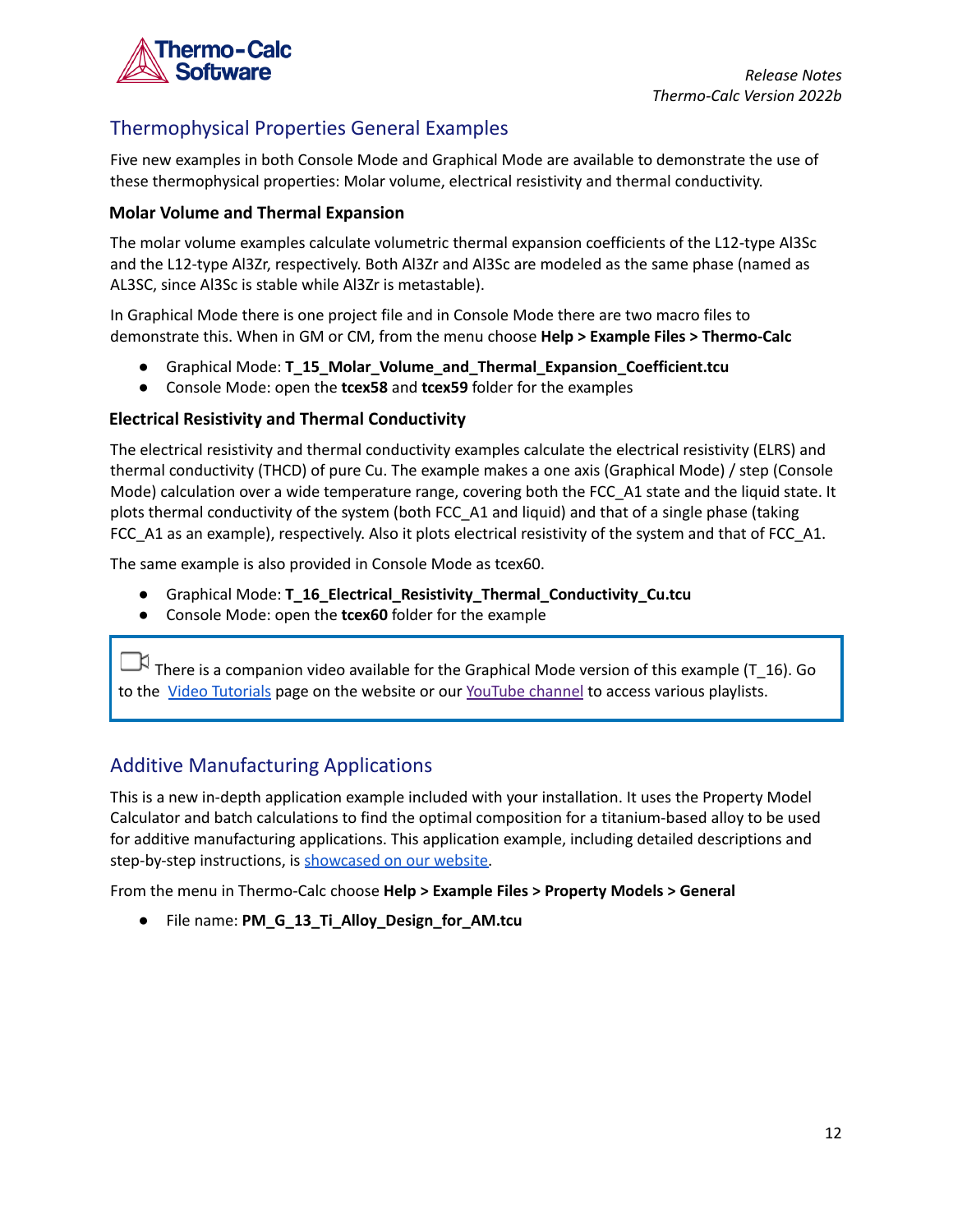## Thermophysical Properties General Examples

Five new examples in both Console Mode and Graphical Mode are available to demonstrate the use of these thermophysical properties: Molar volume, electrical resistivity and thermal conductivity.

### Molar Volume and Thermal Expansion

The molar volume examples calculate volumetric thermal expansion coefficients of the L12-type Al3Sc and the L12-type Al3Zr, respectively. Both Al3Zr and Al3Sc are modeled as the same phase (named as AL3SC, since Al3Sc is stable while Al3Zr is metastable).

In Graphical Mode there is one project file and in Console Mode there are two macro files to demonstrate this. When in GM or CM, from the menu choose **Help > Example Files > Thermo-Calc**

- Graphical Mode: **T_15_Molar_Volume_and_Thermal_Expansion_Coefficient.tcu**
- Console Mode: open the **tcex58** and **tcex59** folder for the examples

### Electrical Resistivity and Thermal Conductivity

The electrical resistivity and thermal conductivity examples calculate the electrical resistivity (ELRS) and thermal conductivity (THCD) of pure Cu. The example makes a one axis (Graphical Mode) / step (Console Mode) calculation over a wide temperature range, covering both the FCC_A1 state and the liquid state. It plots thermal conductivity of the system (both FCC_A1 and liquid) and that of a single phase (taking FCC_A1 as an example), respectively. Also it plots electrical resistivity of the system and that of FCC_A1.

The same example is also provided in Console Mode as tcex60.

- Graphical Mode: **T_16_Electrical_Resistivity_Thermal_Conductivity_Cu.tcu**
- Console Mode: open the **tcex60** folder for the example

> There is a companion video available for the Graphical Mode version of this example (T_16). Go to the [Video Tutorials]() page on the website or our [YouTube channel]() to access various playlists.

## Additive Manufacturing Applications

This is a new in-depth application example included with your installation. It uses the Property Model Calculator and batch calculations to find the optimal composition for a titanium-based alloy to be used for additive manufacturing applications. This application example, including detailed descriptions and step-by-step instructions, is [showcased on our website]().

From the menu in Thermo-Calc choose **Help > Example Files > Property Models > General**

- File name: **PM_G_13_Ti_Alloy_Design_for_AM.tcu**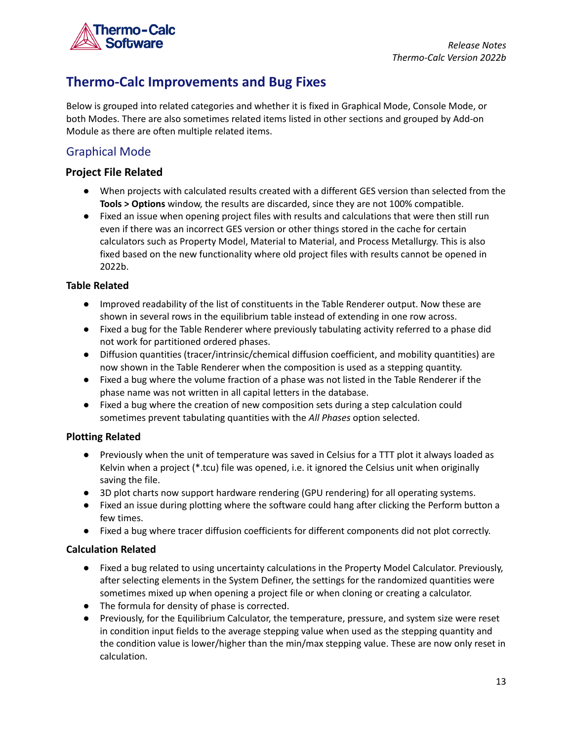# Thermo-Calc Improvements and Bug Fixes

Below is grouped into related categories and whether it is fixed in Graphical Mode, Console Mode, or both Modes. There are also sometimes related items listed in other sections and grouped by Add-on Module as there are often multiple related items.

## Graphical Mode

### Project File Related

- When projects with calculated results created with a different GES version than selected from the **Tools > Options** window, the results are discarded, since they are not 100% compatible.
- Fixed an issue when opening project files with results and calculations that were then still run even if there was an incorrect GES version or other things stored in the cache for certain calculators such as Property Model, Material to Material, and Process Metallurgy. This is also fixed based on the new functionality where old project files with results cannot be opened in 2022b.

### Table Related

- Improved readability of the list of constituents in the Table Renderer output. Now these are shown in several rows in the equilibrium table instead of extending in one row across.
- Fixed a bug for the Table Renderer where previously tabulating activity referred to a phase did not work for partitioned ordered phases.
- Diffusion quantities (tracer/intrinsic/chemical diffusion coefficient, and mobility quantities) are now shown in the Table Renderer when the composition is used as a stepping quantity.
- Fixed a bug where the volume fraction of a phase was not listed in the Table Renderer if the phase name was not written in all capital letters in the database.
- Fixed a bug where the creation of new composition sets during a step calculation could sometimes prevent tabulating quantities with the *All Phases* option selected.

### Plotting Related

- Previously when the unit of temperature was saved in Celsius for a TTT plot it always loaded as Kelvin when a project (*.tcu) file was opened, i.e. it ignored the Celsius unit when originally saving the file.
- 3D plot charts now support hardware rendering (GPU rendering) for all operating systems.
- Fixed an issue during plotting where the software could hang after clicking the Perform button a few times.
- Fixed a bug where tracer diffusion coefficients for different components did not plot correctly.

### Calculation Related

- Fixed a bug related to using uncertainty calculations in the Property Model Calculator. Previously, after selecting elements in the System Definer, the settings for the randomized quantities were sometimes mixed up when opening a project file or when cloning or creating a calculator.
- The formula for density of phase is corrected.
- Previously, for the Equilibrium Calculator, the temperature, pressure, and system size were reset in condition input fields to the average stepping value when used as the stepping quantity and the condition value is lower/higher than the min/max stepping value. These are now only reset in calculation.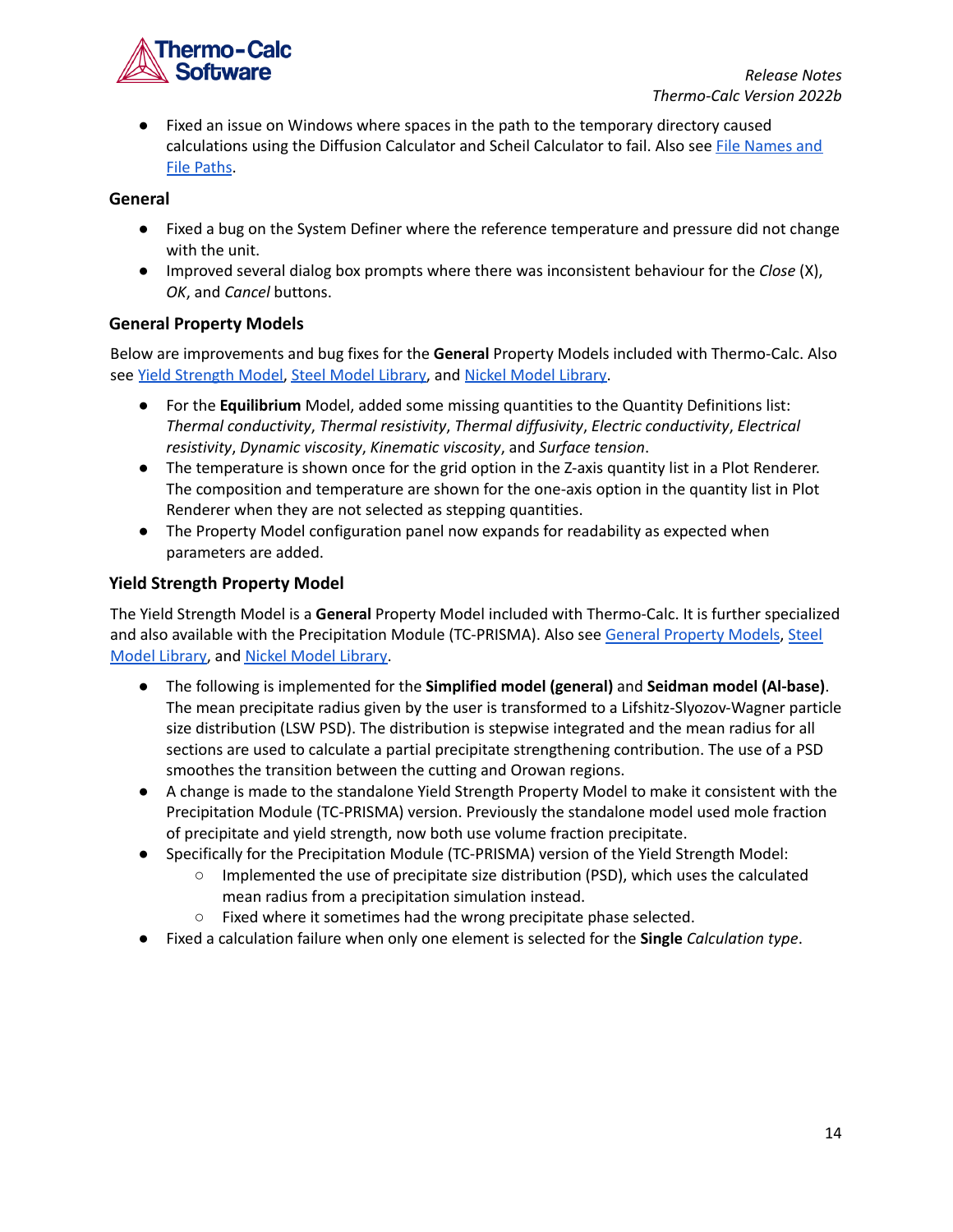- Fixed an issue on Windows where spaces in the path to the temporary directory caused calculations using the Diffusion Calculator and Scheil Calculator to fail. Also see File Names and File Paths.

### General

- Fixed a bug on the System Definer where the reference temperature and pressure did not change with the unit.
- Improved several dialog box prompts where there was inconsistent behaviour for the *Close* (X), *OK*, and *Cancel* buttons.

### General Property Models

Below are improvements and bug fixes for the **General** Property Models included with Thermo-Calc. Also see Yield Strength Model, Steel Model Library, and Nickel Model Library.

- For the **Equilibrium** Model, added some missing quantities to the Quantity Definitions list: *Thermal conductivity*, *Thermal resistivity*, *Thermal diffusivity*, *Electric conductivity*, *Electrical resistivity*, *Dynamic viscosity*, *Kinematic viscosity*, and *Surface tension*.
- The temperature is shown once for the grid option in the Z-axis quantity list in a Plot Renderer. The composition and temperature are shown for the one-axis option in the quantity list in Plot Renderer when they are not selected as stepping quantities.
- The Property Model configuration panel now expands for readability as expected when parameters are added.

### Yield Strength Property Model

The Yield Strength Model is a **General** Property Model included with Thermo-Calc. It is further specialized and also available with the Precipitation Module (TC-PRISMA). Also see General Property Models, Steel Model Library, and Nickel Model Library.

- The following is implemented for the **Simplified model (general)** and **Seidman model (Al-base)**. The mean precipitate radius given by the user is transformed to a Lifshitz-Slyozov-Wagner particle size distribution (LSW PSD). The distribution is stepwise integrated and the mean radius for all sections are used to calculate a partial precipitate strengthening contribution. The use of a PSD smoothes the transition between the cutting and Orowan regions.
- A change is made to the standalone Yield Strength Property Model to make it consistent with the Precipitation Module (TC-PRISMA) version. Previously the standalone model used mole fraction of precipitate and yield strength, now both use volume fraction precipitate.
- Specifically for the Precipitation Module (TC-PRISMA) version of the Yield Strength Model:
  - Implemented the use of precipitate size distribution (PSD), which uses the calculated mean radius from a precipitation simulation instead.
  - Fixed where it sometimes had the wrong precipitate phase selected.
- Fixed a calculation failure when only one element is selected for the **Single** *Calculation type*.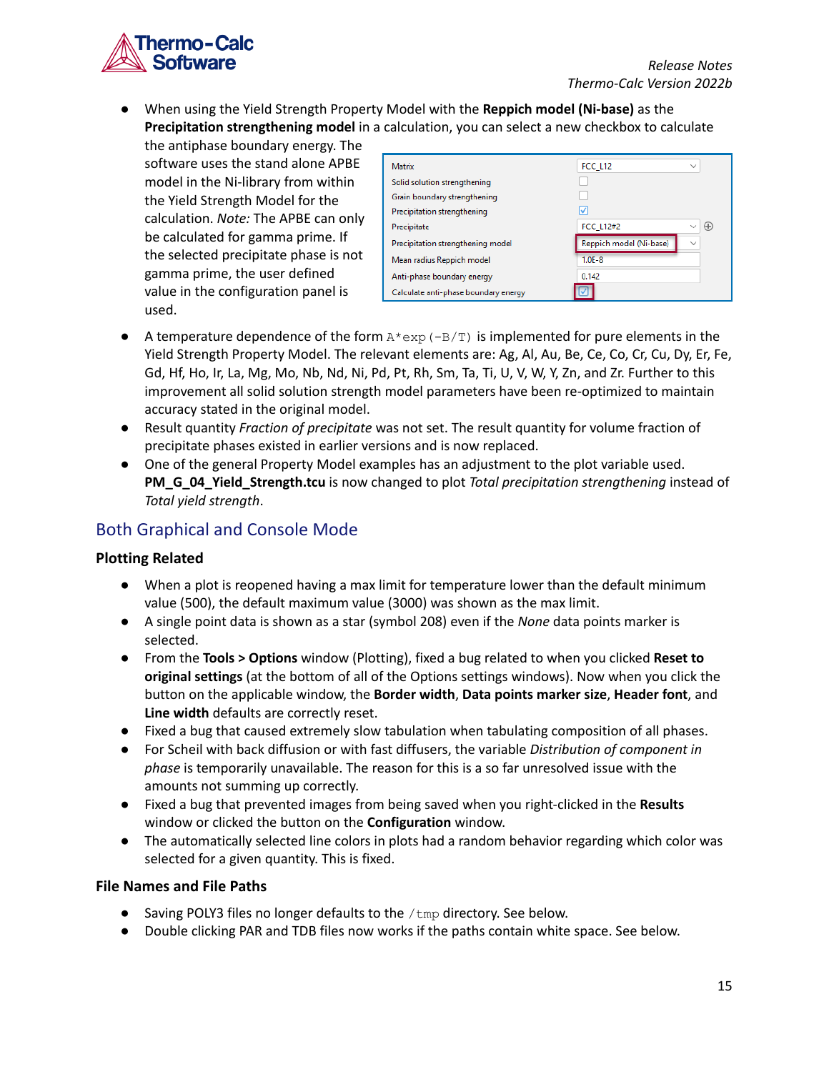- When using the Yield Strength Property Model with the **Reppich model (Ni-base)** as the **Precipitation strengthening model** in a calculation, you can select a new checkbox to calculate the antiphase boundary energy. The software uses the stand alone APBE model in the Ni-library from within the Yield Strength Model for the calculation. *Note:* The APBE can only be calculated for gamma prime. If the selected precipitate phase is not gamma prime, the user defined value in the configuration panel is used.
- A temperature dependence of the form `A*exp(-B/T)` is implemented for pure elements in the Yield Strength Property Model. The relevant elements are: Ag, Al, Au, Be, Ce, Co, Cr, Cu, Dy, Er, Fe, Gd, Hf, Ho, Ir, La, Mg, Mo, Nb, Nd, Ni, Pd, Pt, Rh, Sm, Ta, Ti, U, V, W, Y, Zn, and Zr. Further to this improvement all solid solution strength model parameters have been re-optimized to maintain accuracy stated in the original model.
- Result quantity *Fraction of precipitate* was not set. The result quantity for volume fraction of precipitate phases existed in earlier versions and is now replaced.
- One of the general Property Model examples has an adjustment to the plot variable used. **PM_G_04_Yield_Strength.tcu** is now changed to plot *Total precipitation strengthening* instead of *Total yield strength*.

## Both Graphical and Console Mode

### Plotting Related

- When a plot is reopened having a max limit for temperature lower than the default minimum value (500), the default maximum value (3000) was shown as the max limit.
- A single point data is shown as a star (symbol 208) even if the *None* data points marker is selected.
- From the **Tools > Options** window (Plotting), fixed a bug related to when you clicked **Reset to original settings** (at the bottom of all of the Options settings windows). Now when you click the button on the applicable window, the **Border width**, **Data points marker size**, **Header font**, and **Line width** defaults are correctly reset.
- Fixed a bug that caused extremely slow tabulation when tabulating composition of all phases.
- For Scheil with back diffusion or with fast diffusers, the variable *Distribution of component in phase* is temporarily unavailable. The reason for this is a so far unresolved issue with the amounts not summing up correctly.
- Fixed a bug that prevented images from being saved when you right-clicked in the **Results** window or clicked the button on the **Configuration** window.
- The automatically selected line colors in plots had a random behavior regarding which color was selected for a given quantity. This is fixed.

### File Names and File Paths

- Saving POLY3 files no longer defaults to the `/tmp` directory. See below.
- Double clicking PAR and TDB files now works if the paths contain white space. See below.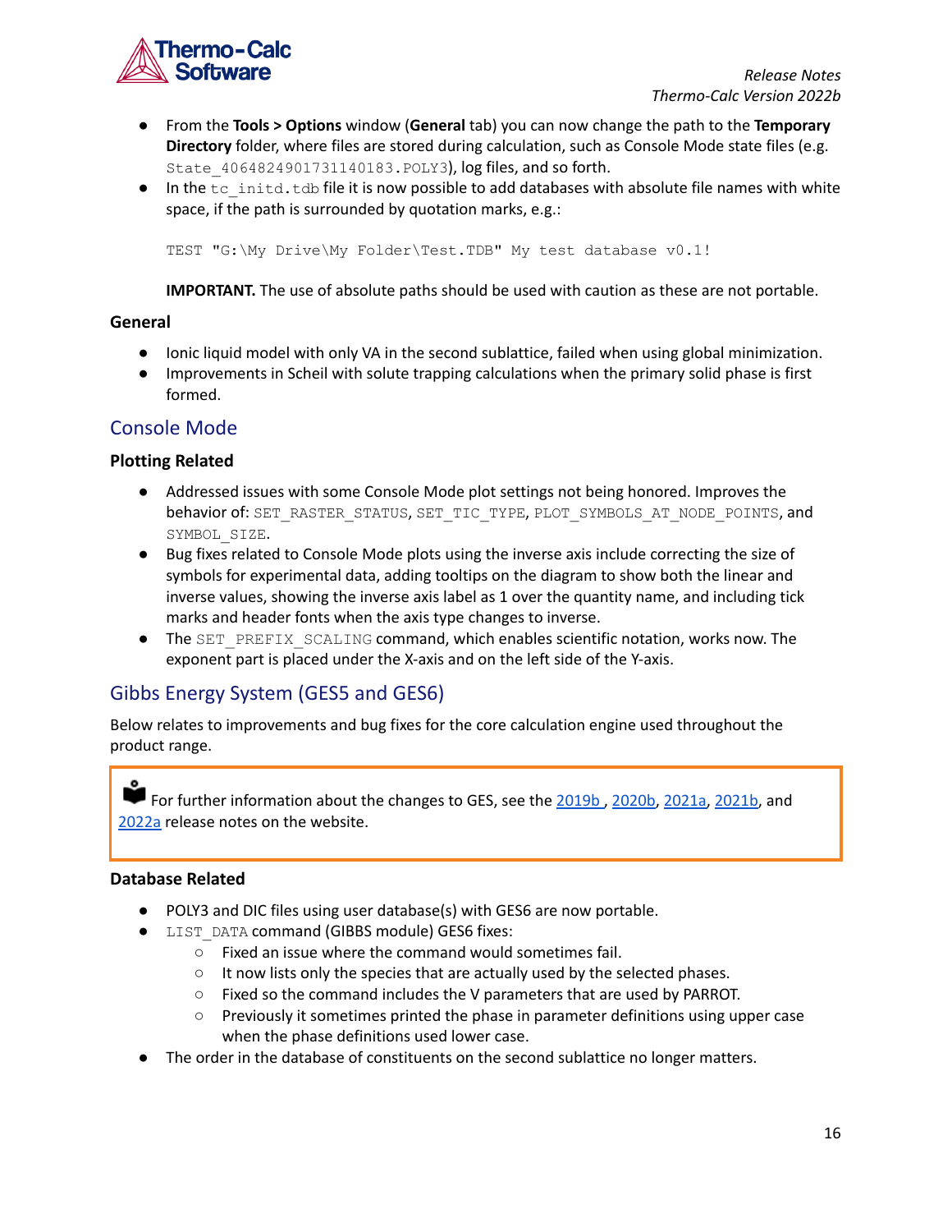- From the **Tools > Options** window (**General** tab) you can now change the path to the **Temporary Directory** folder, where files are stored during calculation, such as Console Mode state files (e.g. `State_4064824901731140183.POLY3`), log files, and so forth.
- In the `tc_initd.tdb` file it is now possible to add databases with absolute file names with white space, if the path is surrounded by quotation marks, e.g.:

  ```
  TEST "G:\My Drive\My Folder\Test.TDB" My test database v0.1!
  ```

  **IMPORTANT.** The use of absolute paths should be used with caution as these are not portable.

### General

- Ionic liquid model with only VA in the second sublattice, failed when using global minimization.
- Improvements in Scheil with solute trapping calculations when the primary solid phase is first formed.

## Console Mode

### Plotting Related

- Addressed issues with some Console Mode plot settings not being honored. Improves the behavior of: `SET_RASTER_STATUS`, `SET_TIC_TYPE`, `PLOT_SYMBOLS_AT_NODE_POINTS`, and `SYMBOL_SIZE`.
- Bug fixes related to Console Mode plots using the inverse axis include correcting the size of symbols for experimental data, adding tooltips on the diagram to show both the linear and inverse values, showing the inverse axis label as 1 over the quantity name, and including tick marks and header fonts when the axis type changes to inverse.
- The `SET_PREFIX_SCALING` command, which enables scientific notation, works now. The exponent part is placed under the X-axis and on the left side of the Y-axis.

## Gibbs Energy System (GES5 and GES6)

Below relates to improvements and bug fixes for the core calculation engine used throughout the product range.

For further information about the changes to GES, see the 2019b , 2020b, 2021a, 2021b, and 2022a release notes on the website.

### Database Related

- POLY3 and DIC files using user database(s) with GES6 are now portable.
- `LIST_DATA` command (GIBBS module) GES6 fixes:
  - Fixed an issue where the command would sometimes fail.
  - It now lists only the species that are actually used by the selected phases.
  - Fixed so the command includes the V parameters that are used by PARROT.
  - Previously it sometimes printed the phase in parameter definitions using upper case when the phase definitions used lower case.
- The order in the database of constituents on the second sublattice no longer matters.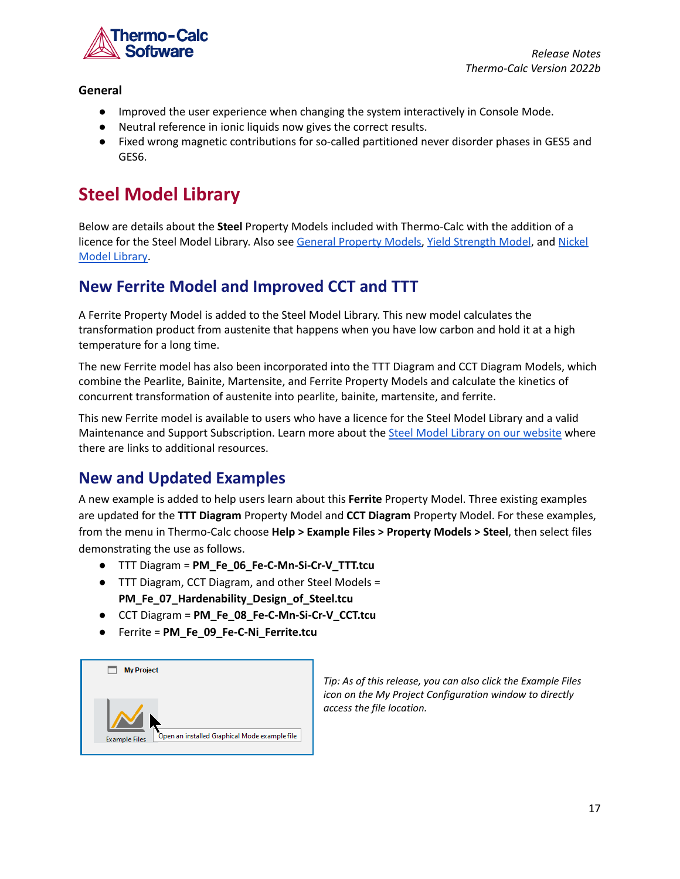**General**

- Improved the user experience when changing the system interactively in Console Mode.
- Neutral reference in ionic liquids now gives the correct results.
- Fixed wrong magnetic contributions for so-called partitioned never disorder phases in GES5 and GES6.

# Steel Model Library

Below are details about the **Steel** Property Models included with Thermo-Calc with the addition of a licence for the Steel Model Library. Also see General Property Models, Yield Strength Model, and Nickel Model Library.

## New Ferrite Model and Improved CCT and TTT

A Ferrite Property Model is added to the Steel Model Library. This new model calculates the transformation product from austenite that happens when you have low carbon and hold it at a high temperature for a long time.

The new Ferrite model has also been incorporated into the TTT Diagram and CCT Diagram Models, which combine the Pearlite, Bainite, Martensite, and Ferrite Property Models and calculate the kinetics of concurrent transformation of austenite into pearlite, bainite, martensite, and ferrite.

This new Ferrite model is available to users who have a licence for the Steel Model Library and a valid Maintenance and Support Subscription. Learn more about the Steel Model Library on our website where there are links to additional resources.

## New and Updated Examples

A new example is added to help users learn about this **Ferrite** Property Model. Three existing examples are updated for the **TTT Diagram** Property Model and **CCT Diagram** Property Model. For these examples, from the menu in Thermo-Calc choose **Help > Example Files > Property Models > Steel**, then select files demonstrating the use as follows.

- TTT Diagram = **PM_Fe_06_Fe-C-Mn-Si-Cr-V_TTT.tcu**
- TTT Diagram, CCT Diagram, and other Steel Models = **PM_Fe_07_Hardenability_Design_of_Steel.tcu**
- CCT Diagram = **PM_Fe_08_Fe-C-Mn-Si-Cr-V_CCT.tcu**
- Ferrite = **PM_Fe_09_Fe-C-Ni_Ferrite.tcu**

*Tip: As of this release, you can also click the Example Files icon on the My Project Configuration window to directly access the file location.*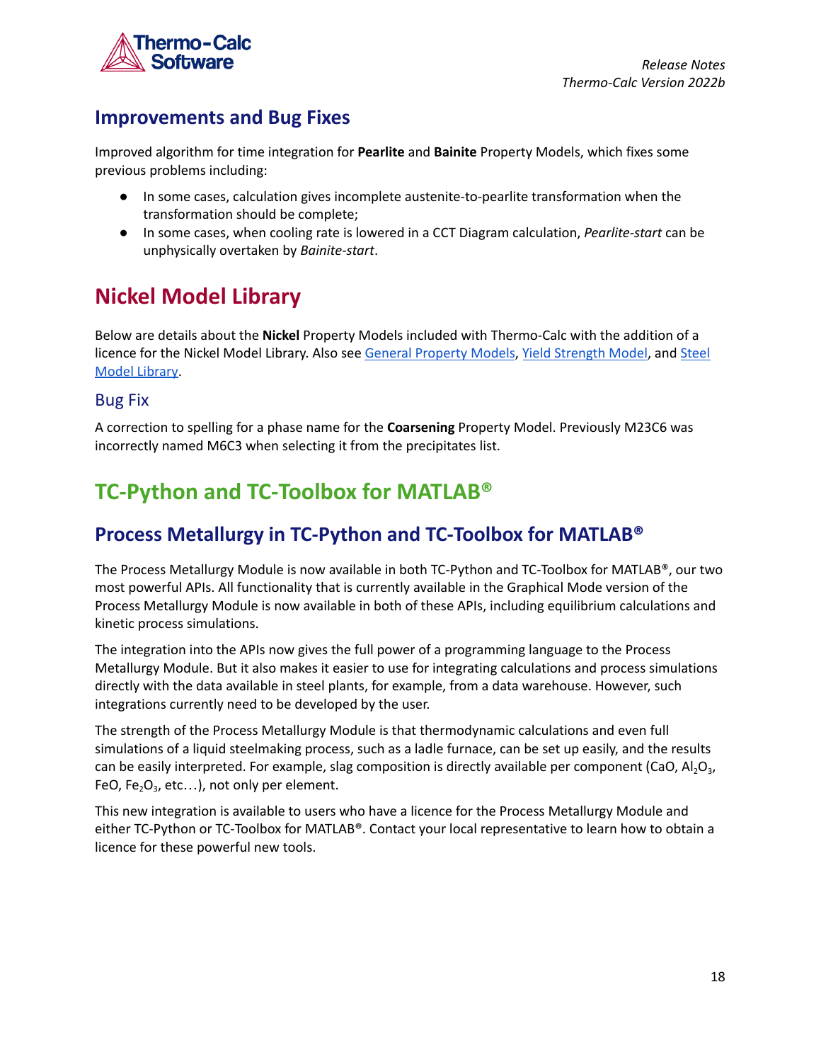## Improvements and Bug Fixes

Improved algorithm for time integration for **Pearlite** and **Bainite** Property Models, which fixes some previous problems including:

- In some cases, calculation gives incomplete austenite-to-pearlite transformation when the transformation should be complete;
- In some cases, when cooling rate is lowered in a CCT Diagram calculation, *Pearlite-start* can be unphysically overtaken by *Bainite-start*.

# Nickel Model Library

Below are details about the **Nickel** Property Models included with Thermo-Calc with the addition of a licence for the Nickel Model Library. Also see General Property Models, Yield Strength Model, and Steel Model Library.

### Bug Fix

A correction to spelling for a phase name for the **Coarsening** Property Model. Previously M23C6 was incorrectly named M6C3 when selecting it from the precipitates list.

# TC-Python and TC-Toolbox for MATLAB®

## Process Metallurgy in TC-Python and TC-Toolbox for MATLAB®

The Process Metallurgy Module is now available in both TC-Python and TC-Toolbox for MATLAB®, our two most powerful APIs. All functionality that is currently available in the Graphical Mode version of the Process Metallurgy Module is now available in both of these APIs, including equilibrium calculations and kinetic process simulations.

The integration into the APIs now gives the full power of a programming language to the Process Metallurgy Module. But it also makes it easier to use for integrating calculations and process simulations directly with the data available in steel plants, for example, from a data warehouse. However, such integrations currently need to be developed by the user.

The strength of the Process Metallurgy Module is that thermodynamic calculations and even full simulations of a liquid steelmaking process, such as a ladle furnace, can be set up easily, and the results can be easily interpreted. For example, slag composition is directly available per component (CaO, $Al_2O_3$, FeO, $Fe_2O_3$, etc…), not only per element.

This new integration is available to users who have a licence for the Process Metallurgy Module and either TC-Python or TC-Toolbox for MATLAB®. Contact your local representative to learn how to obtain a licence for these powerful new tools.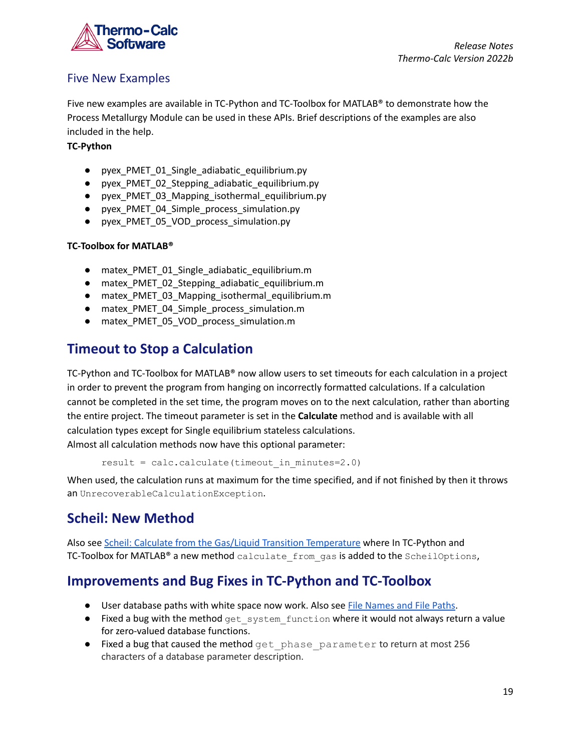## Five New Examples

Five new examples are available in TC-Python and TC-Toolbox for MATLAB® to demonstrate how the Process Metallurgy Module can be used in these APIs. Brief descriptions of the examples are also included in the help.

**TC-Python**

- pyex_PMET_01_Single_adiabatic_equilibrium.py
- pyex_PMET_02_Stepping_adiabatic_equilibrium.py
- pyex_PMET_03_Mapping_isothermal_equilibrium.py
- pyex_PMET_04_Simple_process_simulation.py
- pyex_PMET_05_VOD_process_simulation.py

**TC-Toolbox for MATLAB®**

- matex_PMET_01_Single_adiabatic_equilibrium.m
- matex_PMET_02_Stepping_adiabatic_equilibrium.m
- matex_PMET_03_Mapping_isothermal_equilibrium.m
- matex_PMET_04_Simple_process_simulation.m
- matex_PMET_05_VOD_process_simulation.m

# Timeout to Stop a Calculation

TC-Python and TC-Toolbox for MATLAB® now allow users to set timeouts for each calculation in a project in order to prevent the program from hanging on incorrectly formatted calculations. If a calculation cannot be completed in the set time, the program moves on to the next calculation, rather than aborting the entire project. The timeout parameter is set in the **Calculate** method and is available with all calculation types except for Single equilibrium stateless calculations.
Almost all calculation methods now have this optional parameter:

```
result = calc.calculate(timeout_in_minutes=2.0)
```

When used, the calculation runs at maximum for the time specified, and if not finished by then it throws an `UnrecoverableCalculationException`.

# Scheil: New Method

Also see Scheil: Calculate from the Gas/Liquid Transition Temperature where In TC-Python and TC-Toolbox for MATLAB® a new method `calculate_from_gas` is added to the `ScheilOptions`,

# Improvements and Bug Fixes in TC-Python and TC-Toolbox

- User database paths with white space now work. Also see File Names and File Paths.
- Fixed a bug with the method `get_system_function` where it would not always return a value for zero-valued database functions.
- Fixed a bug that caused the method `get_phase_parameter` to return at most 256 characters of a database parameter description.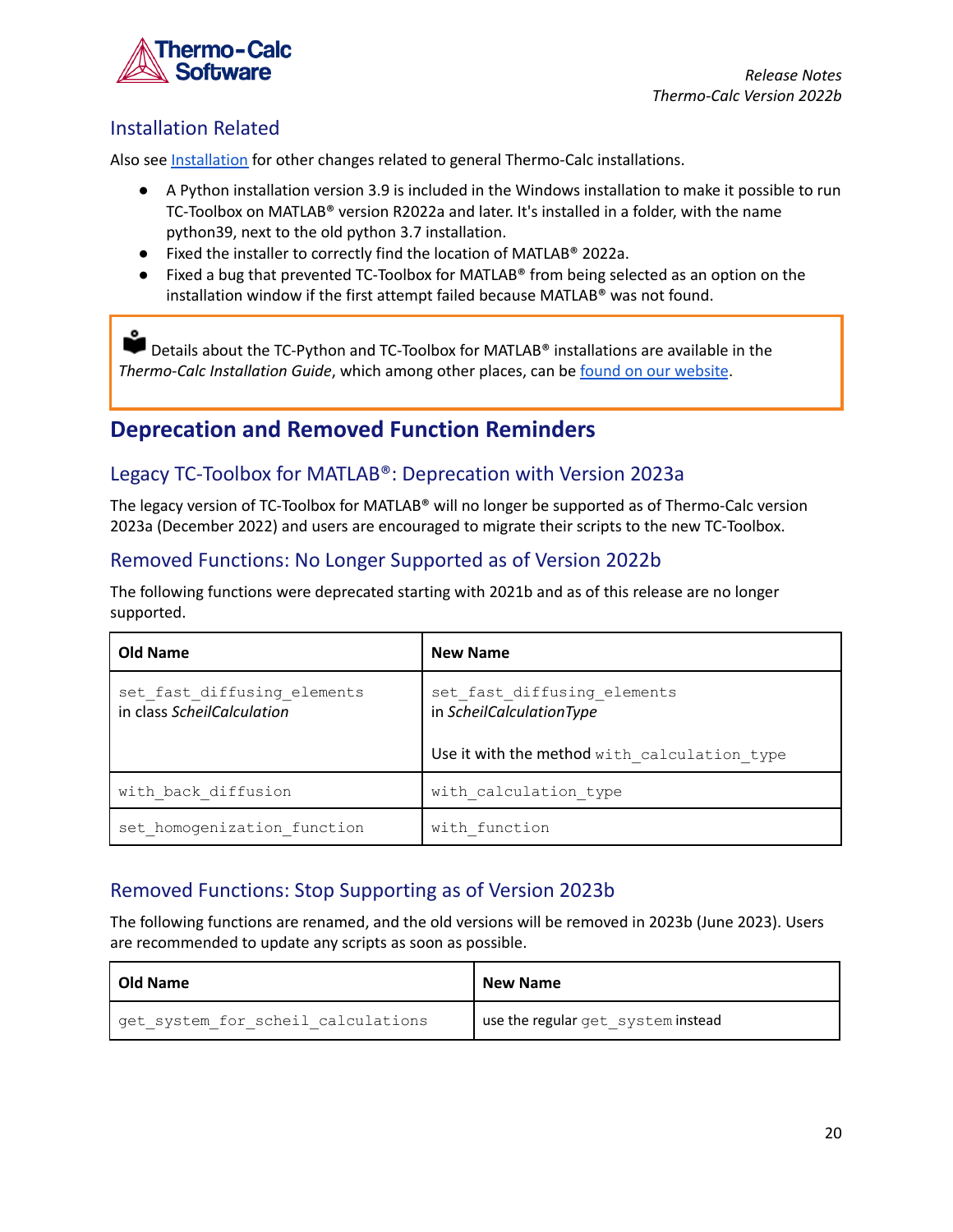## Installation Related

Also see Installation for other changes related to general Thermo-Calc installations.

- A Python installation version 3.9 is included in the Windows installation to make it possible to run TC-Toolbox on MATLAB® version R2022a and later. It's installed in a folder, with the name python39, next to the old python 3.7 installation.
- Fixed the installer to correctly find the location of MATLAB® 2022a.
- Fixed a bug that prevented TC-Toolbox for MATLAB® from being selected as an option on the installation window if the first attempt failed because MATLAB® was not found.

> Details about the TC-Python and TC-Toolbox for MATLAB® installations are available in the *Thermo-Calc Installation Guide*, which among other places, can be found on our website.

# Deprecation and Removed Function Reminders

## Legacy TC-Toolbox for MATLAB®: Deprecation with Version 2023a

The legacy version of TC-Toolbox for MATLAB® will no longer be supported as of Thermo-Calc version 2023a (December 2022) and users are encouraged to migrate their scripts to the new TC-Toolbox.

## Removed Functions: No Longer Supported as of Version 2022b

The following functions were deprecated starting with 2021b and as of this release are no longer supported.

| **Old Name** | **New Name** |
|---|---|
| `set_fast_diffusing_elements` in class *ScheilCalculation* | `set_fast_diffusing_elements` in *ScheilCalculationType*<br><br>Use it with the method `with_calculation_type` |
| `with_back_diffusion` | `with_calculation_type` |
| `set_homogenization_function` | `with_function` |

## Removed Functions: Stop Supporting as of Version 2023b

The following functions are renamed, and the old versions will be removed in 2023b (June 2023). Users are recommended to update any scripts as soon as possible.

| **Old Name** | **New Name** |
|---|---|
| `get_system_for_scheil_calculations` | use the regular `get_system` instead |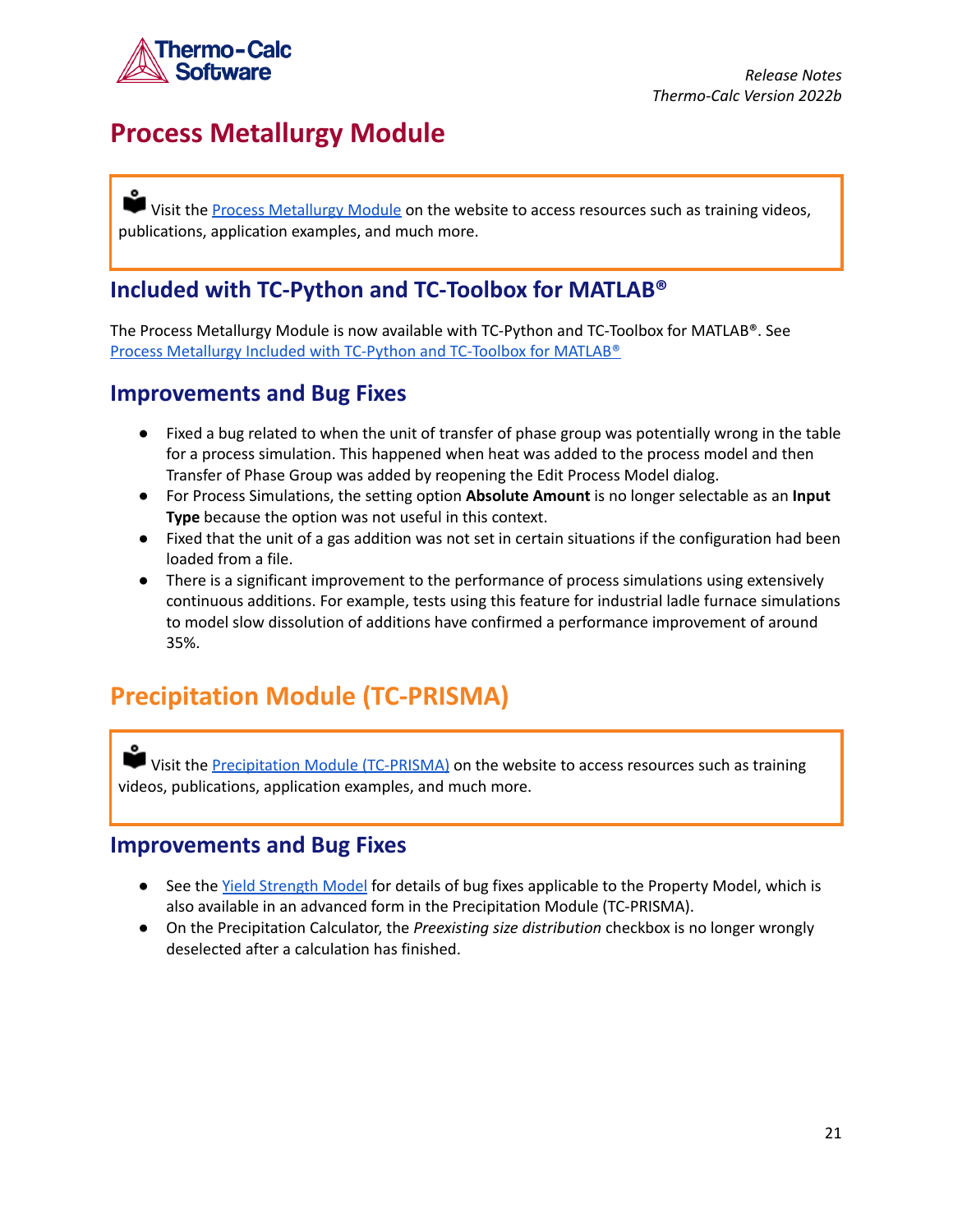# Process Metallurgy Module

> Visit the Process Metallurgy Module on the website to access resources such as training videos, publications, application examples, and much more.

## Included with TC-Python and TC-Toolbox for MATLAB®

The Process Metallurgy Module is now available with TC-Python and TC-Toolbox for MATLAB®. See Process Metallurgy Included with TC-Python and TC-Toolbox for MATLAB®

## Improvements and Bug Fixes

- Fixed a bug related to when the unit of transfer of phase group was potentially wrong in the table for a process simulation. This happened when heat was added to the process model and then Transfer of Phase Group was added by reopening the Edit Process Model dialog.
- For Process Simulations, the setting option **Absolute Amount** is no longer selectable as an **Input Type** because the option was not useful in this context.
- Fixed that the unit of a gas addition was not set in certain situations if the configuration had been loaded from a file.
- There is a significant improvement to the performance of process simulations using extensively continuous additions. For example, tests using this feature for industrial ladle furnace simulations to model slow dissolution of additions have confirmed a performance improvement of around 35%.

# Precipitation Module (TC-PRISMA)

> Visit the Precipitation Module (TC-PRISMA) on the website to access resources such as training videos, publications, application examples, and much more.

## Improvements and Bug Fixes

- See the Yield Strength Model for details of bug fixes applicable to the Property Model, which is also available in an advanced form in the Precipitation Module (TC-PRISMA).
- On the Precipitation Calculator, the *Preexisting size distribution* checkbox is no longer wrongly deselected after a calculation has finished.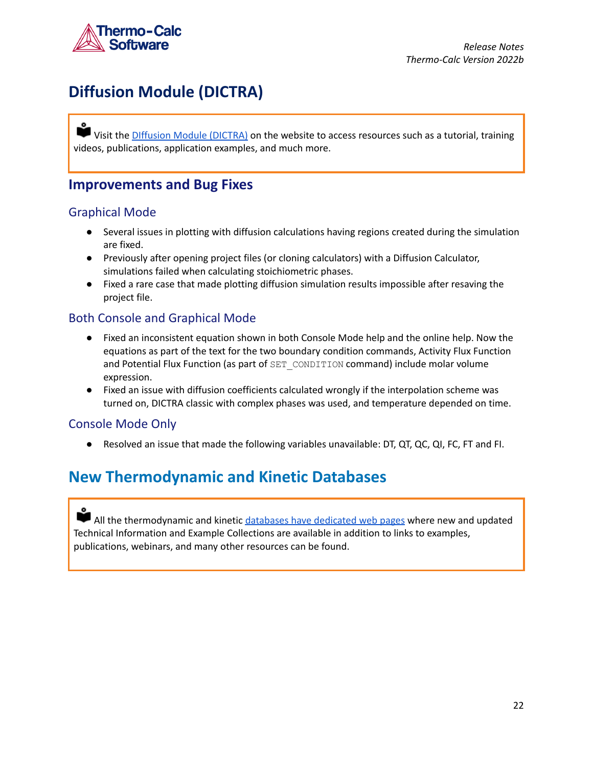# Diffusion Module (DICTRA)

> Visit the DIffusion Module (DICTRA) on the website to access resources such as a tutorial, training videos, publications, application examples, and much more.

## Improvements and Bug Fixes

### Graphical Mode

- Several issues in plotting with diffusion calculations having regions created during the simulation are fixed.
- Previously after opening project files (or cloning calculators) with a Diffusion Calculator, simulations failed when calculating stoichiometric phases.
- Fixed a rare case that made plotting diffusion simulation results impossible after resaving the project file.

### Both Console and Graphical Mode

- Fixed an inconsistent equation shown in both Console Mode help and the online help. Now the equations as part of the text for the two boundary condition commands, Activity Flux Function and Potential Flux Function (as part of `SET_CONDITION` command) include molar volume expression.
- Fixed an issue with diffusion coefficients calculated wrongly if the interpolation scheme was turned on, DICTRA classic with complex phases was used, and temperature depended on time.

### Console Mode Only

- Resolved an issue that made the following variables unavailable: DT, QT, QC, QI, FC, FT and FI.

# New Thermodynamic and Kinetic Databases

> All the thermodynamic and kinetic databases have dedicated web pages where new and updated Technical Information and Example Collections are available in addition to links to examples, publications, webinars, and many other resources can be found.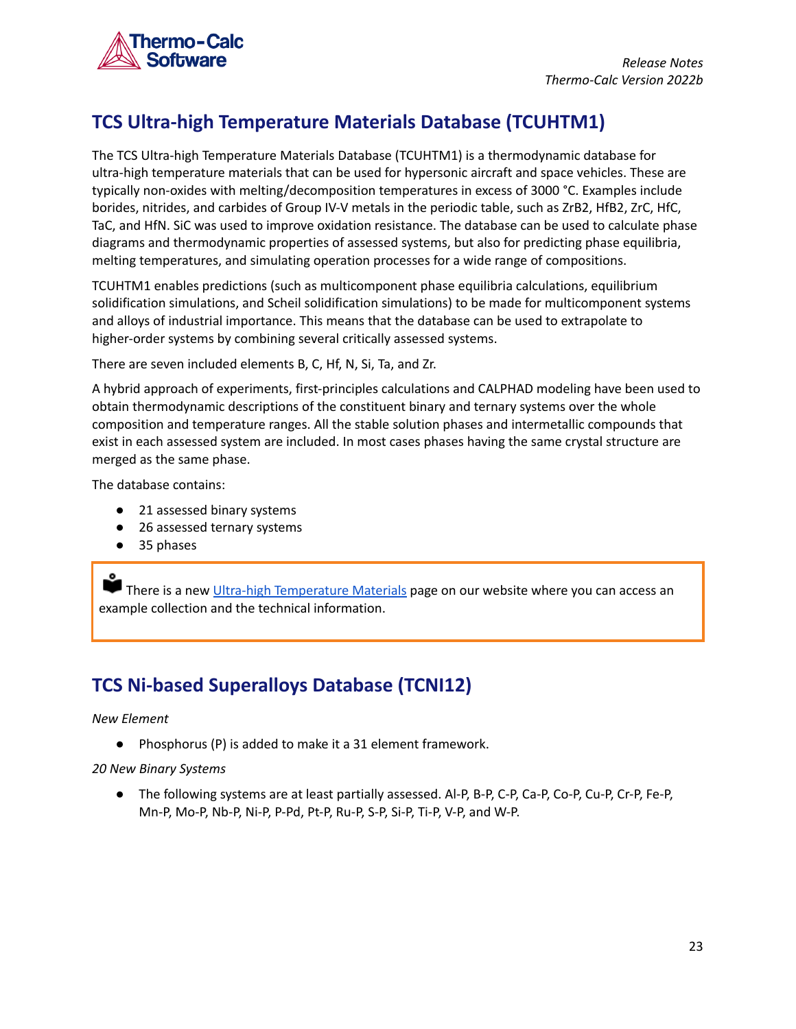## TCS Ultra-high Temperature Materials Database (TCUHTM1)

The TCS Ultra-high Temperature Materials Database (TCUHTM1) is a thermodynamic database for ultra-high temperature materials that can be used for hypersonic aircraft and space vehicles. These are typically non-oxides with melting/decomposition temperatures in excess of 3000 °C. Examples include borides, nitrides, and carbides of Group IV-V metals in the periodic table, such as $ZrB_2$, $HfB_2$, ZrC, HfC, TaC, and HfN. SiC was used to improve oxidation resistance. The database can be used to calculate phase diagrams and thermodynamic properties of assessed systems, but also for predicting phase equilibria, melting temperatures, and simulating operation processes for a wide range of compositions.

TCUHTM1 enables predictions (such as multicomponent phase equilibria calculations, equilibrium solidification simulations, and Scheil solidification simulations) to be made for multicomponent systems and alloys of industrial importance. This means that the database can be used to extrapolate to higher-order systems by combining several critically assessed systems.

There are seven included elements B, C, Hf, N, Si, Ta, and Zr.

A hybrid approach of experiments, first-principles calculations and CALPHAD modeling have been used to obtain thermodynamic descriptions of the constituent binary and ternary systems over the whole composition and temperature ranges. All the stable solution phases and intermetallic compounds that exist in each assessed system are included. In most cases phases having the same crystal structure are merged as the same phase.

The database contains:

- 21 assessed binary systems
- 26 assessed ternary systems
- 35 phases

> There is a new [Ultra-high Temperature Materials](#) page on our website where you can access an example collection and the technical information.

## TCS Ni-based Superalloys Database (TCNI12)

*New Element*

- Phosphorus (P) is added to make it a 31 element framework.

*20 New Binary Systems*

- The following systems are at least partially assessed. Al-P, B-P, C-P, Ca-P, Co-P, Cu-P, Cr-P, Fe-P, Mn-P, Mo-P, Nb-P, Ni-P, P-Pd, Pt-P, Ru-P, S-P, Si-P, Ti-P, V-P, and W-P.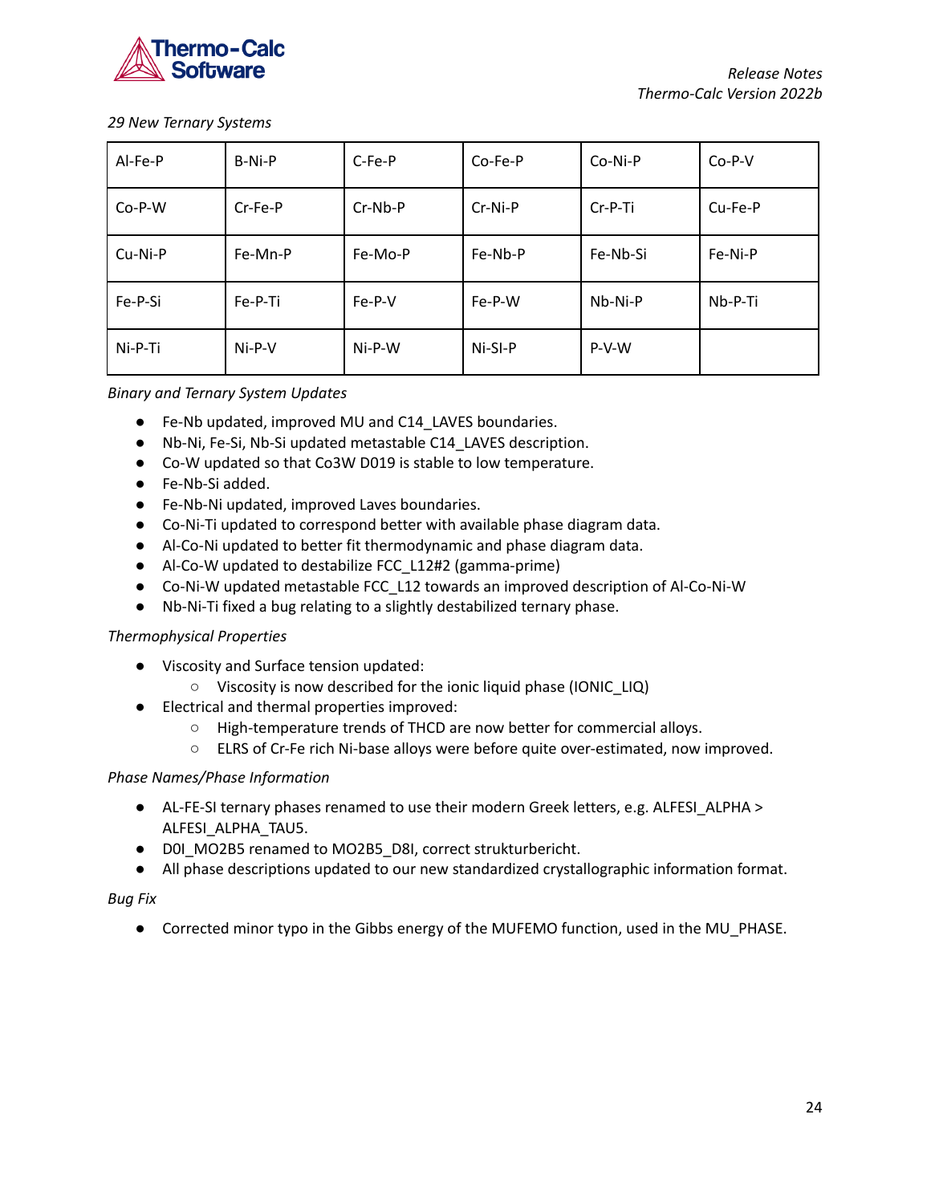*29 New Ternary Systems*

| Al-Fe-P | B-Ni-P | C-Fe-P | Co-Fe-P | Co-Ni-P | Co-P-V |
|---|---|---|---|---|---|
| Co-P-W | Cr-Fe-P | Cr-Nb-P | Cr-Ni-P | Cr-P-Ti | Cu-Fe-P |
| Cu-Ni-P | Fe-Mn-P | Fe-Mo-P | Fe-Nb-P | Fe-Nb-Si | Fe-Ni-P |
| Fe-P-Si | Fe-P-Ti | Fe-P-V | Fe-P-W | Nb-Ni-P | Nb-P-Ti |
| Ni-P-Ti | Ni-P-V | Ni-P-W | Ni-SI-P | P-V-W | |

*Binary and Ternary System Updates*

- Fe-Nb updated, improved MU and C14_LAVES boundaries.
- Nb-Ni, Fe-Si, Nb-Si updated metastable C14_LAVES description.
- Co-W updated so that Co3W D019 is stable to low temperature.
- Fe-Nb-Si added.
- Fe-Nb-Ni updated, improved Laves boundaries.
- Co-Ni-Ti updated to correspond better with available phase diagram data.
- Al-Co-Ni updated to better fit thermodynamic and phase diagram data.
- Al-Co-W updated to destabilize FCC_L12#2 (gamma-prime)
- Co-Ni-W updated metastable FCC_L12 towards an improved description of Al-Co-Ni-W
- Nb-Ni-Ti fixed a bug relating to a slightly destabilized ternary phase.

*Thermophysical Properties*

- Viscosity and Surface tension updated:
  - Viscosity is now described for the ionic liquid phase (IONIC_LIQ)
- Electrical and thermal properties improved:
  - High-temperature trends of THCD are now better for commercial alloys.
  - ELRS of Cr-Fe rich Ni-base alloys were before quite over-estimated, now improved.

*Phase Names/Phase Information*

- AL-FE-SI ternary phases renamed to use their modern Greek letters, e.g. ALFESI_ALPHA > ALFESI_ALPHA_TAU5.
- D0I_MO2B5 renamed to MO2B5_D8I, correct strukturbericht.
- All phase descriptions updated to our new standardized crystallographic information format.

*Bug Fix*

- Corrected minor typo in the Gibbs energy of the MUFEMO function, used in the MU_PHASE.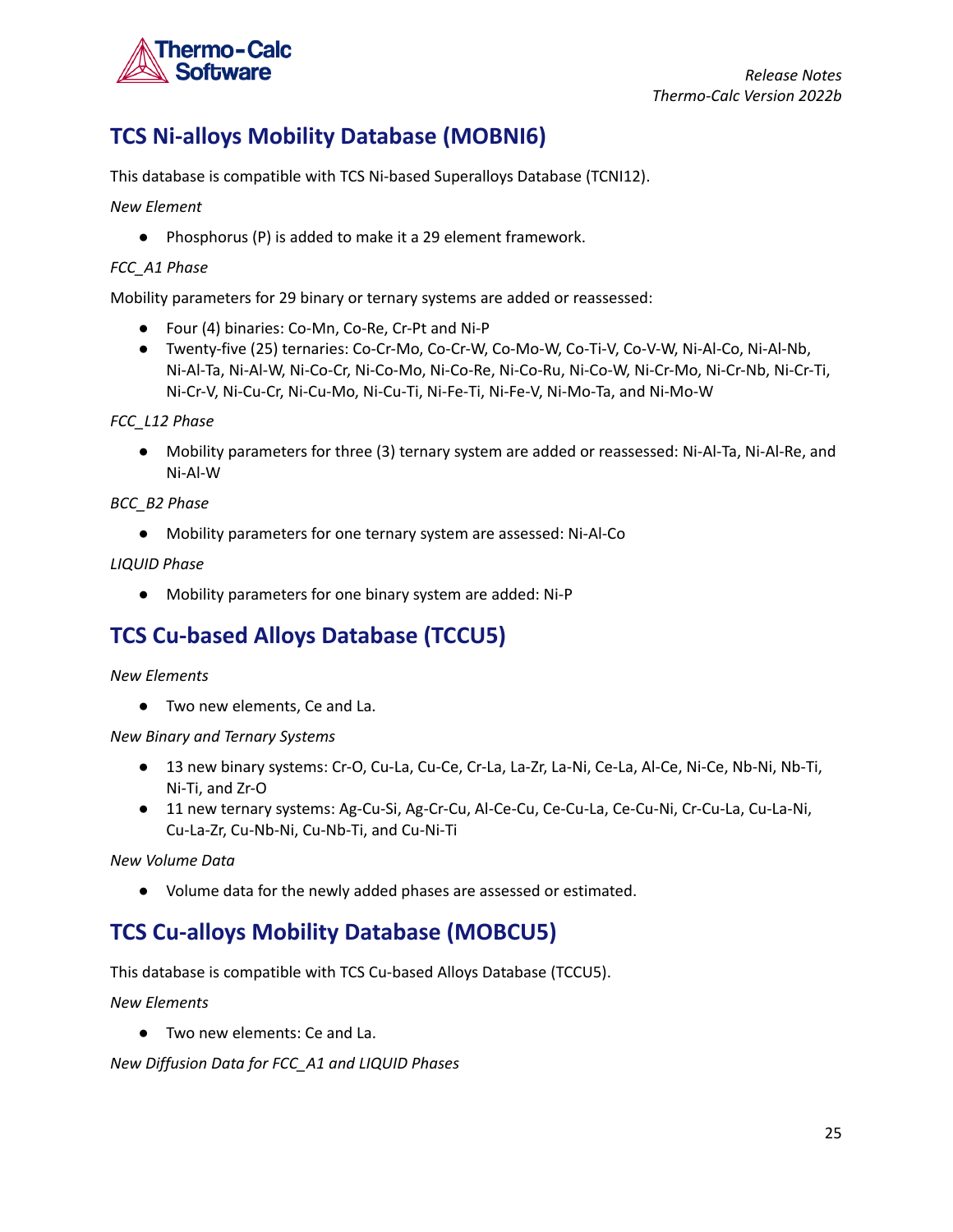## TCS Ni-alloys Mobility Database (MOBNI6)

This database is compatible with TCS Ni-based Superalloys Database (TCNI12).

*New Element*

- Phosphorus (P) is added to make it a 29 element framework.

*FCC_A1 Phase*

Mobility parameters for 29 binary or ternary systems are added or reassessed:

- Four (4) binaries: Co-Mn, Co-Re, Cr-Pt and Ni-P
- Twenty-five (25) ternaries: Co-Cr-Mo, Co-Cr-W, Co-Mo-W, Co-Ti-V, Co-V-W, Ni-Al-Co, Ni-Al-Nb, Ni-Al-Ta, Ni-Al-W, Ni-Co-Cr, Ni-Co-Mo, Ni-Co-Re, Ni-Co-Ru, Ni-Co-W, Ni-Cr-Mo, Ni-Cr-Nb, Ni-Cr-Ti, Ni-Cr-V, Ni-Cu-Cr, Ni-Cu-Mo, Ni-Cu-Ti, Ni-Fe-Ti, Ni-Fe-V, Ni-Mo-Ta, and Ni-Mo-W

*FCC_L12 Phase*

- Mobility parameters for three (3) ternary system are added or reassessed: Ni-Al-Ta, Ni-Al-Re, and Ni-Al-W

*BCC_B2 Phase*

- Mobility parameters for one ternary system are assessed: Ni-Al-Co

*LIQUID Phase*

- Mobility parameters for one binary system are added: Ni-P

## TCS Cu-based Alloys Database (TCCU5)

*New Elements*

- Two new elements, Ce and La.

*New Binary and Ternary Systems*

- 13 new binary systems: Cr-O, Cu-La, Cu-Ce, Cr-La, La-Zr, La-Ni, Ce-La, Al-Ce, Ni-Ce, Nb-Ni, Nb-Ti, Ni-Ti, and Zr-O
- 11 new ternary systems: Ag-Cu-Si, Ag-Cr-Cu, Al-Ce-Cu, Ce-Cu-La, Ce-Cu-Ni, Cr-Cu-La, Cu-La-Ni, Cu-La-Zr, Cu-Nb-Ni, Cu-Nb-Ti, and Cu-Ni-Ti

*New Volume Data*

- Volume data for the newly added phases are assessed or estimated.

## TCS Cu-alloys Mobility Database (MOBCU5)

This database is compatible with TCS Cu-based Alloys Database (TCCU5).

*New Elements*

- Two new elements: Ce and La.

*New Diffusion Data for FCC_A1 and LIQUID Phases*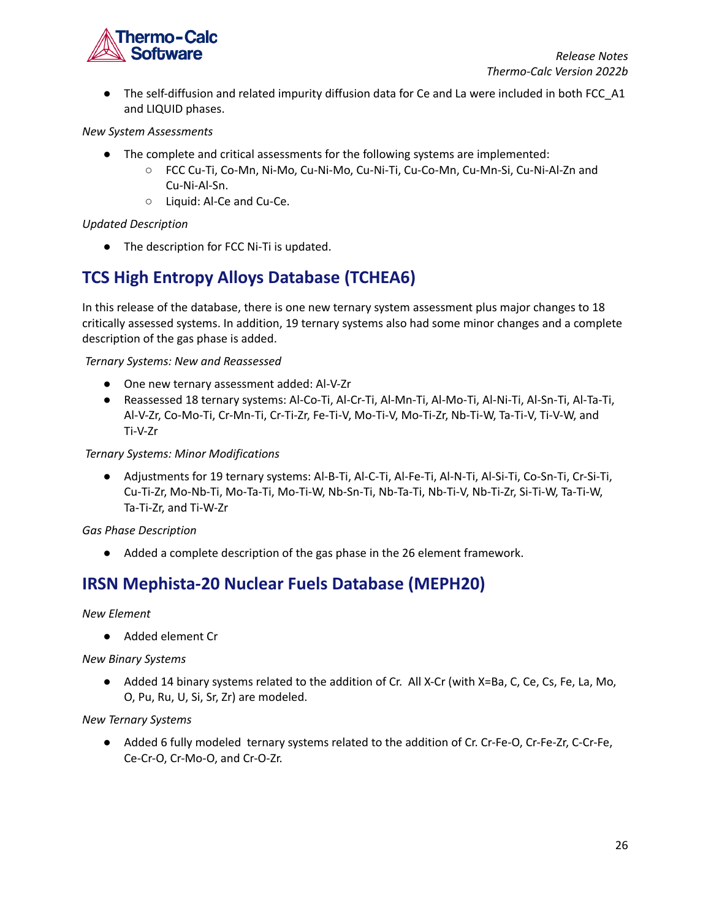- The self-diffusion and related impurity diffusion data for Ce and La were included in both FCC_A1 and LIQUID phases.

*New System Assessments*

- The complete and critical assessments for the following systems are implemented:
  - FCC Cu-Ti, Co-Mn, Ni-Mo, Cu-Ni-Mo, Cu-Ni-Ti, Cu-Co-Mn, Cu-Mn-Si, Cu-Ni-Al-Zn and Cu-Ni-Al-Sn.
  - Liquid: Al-Ce and Cu-Ce.

*Updated Description*

- The description for FCC Ni-Ti is updated.

## TCS High Entropy Alloys Database (TCHEA6)

In this release of the database, there is one new ternary system assessment plus major changes to 18 critically assessed systems. In addition, 19 ternary systems also had some minor changes and a complete description of the gas phase is added.

*Ternary Systems: New and Reassessed*

- One new ternary assessment added: Al-V-Zr
- Reassessed 18 ternary systems: Al-Co-Ti, Al-Cr-Ti, Al-Mn-Ti, Al-Mo-Ti, Al-Ni-Ti, Al-Sn-Ti, Al-Ta-Ti, Al-V-Zr, Co-Mo-Ti, Cr-Mn-Ti, Cr-Ti-Zr, Fe-Ti-V, Mo-Ti-V, Mo-Ti-Zr, Nb-Ti-W, Ta-Ti-V, Ti-V-W, and Ti-V-Zr

*Ternary Systems: Minor Modifications*

- Adjustments for 19 ternary systems: Al-B-Ti, Al-C-Ti, Al-Fe-Ti, Al-N-Ti, Al-Si-Ti, Co-Sn-Ti, Cr-Si-Ti, Cu-Ti-Zr, Mo-Nb-Ti, Mo-Ta-Ti, Mo-Ti-W, Nb-Sn-Ti, Nb-Ta-Ti, Nb-Ti-V, Nb-Ti-Zr, Si-Ti-W, Ta-Ti-W, Ta-Ti-Zr, and Ti-W-Zr

*Gas Phase Description*

- Added a complete description of the gas phase in the 26 element framework.

## IRSN Mephista-20 Nuclear Fuels Database (MEPH20)

*New Element*

- Added element Cr

*New Binary Systems*

- Added 14 binary systems related to the addition of Cr. All X-Cr (with X=Ba, C, Ce, Cs, Fe, La, Mo, O, Pu, Ru, U, Si, Sr, Zr) are modeled.

*New Ternary Systems*

- Added 6 fully modeled ternary systems related to the addition of Cr. Cr-Fe-O, Cr-Fe-Zr, C-Cr-Fe, Ce-Cr-O, Cr-Mo-O, and Cr-O-Zr.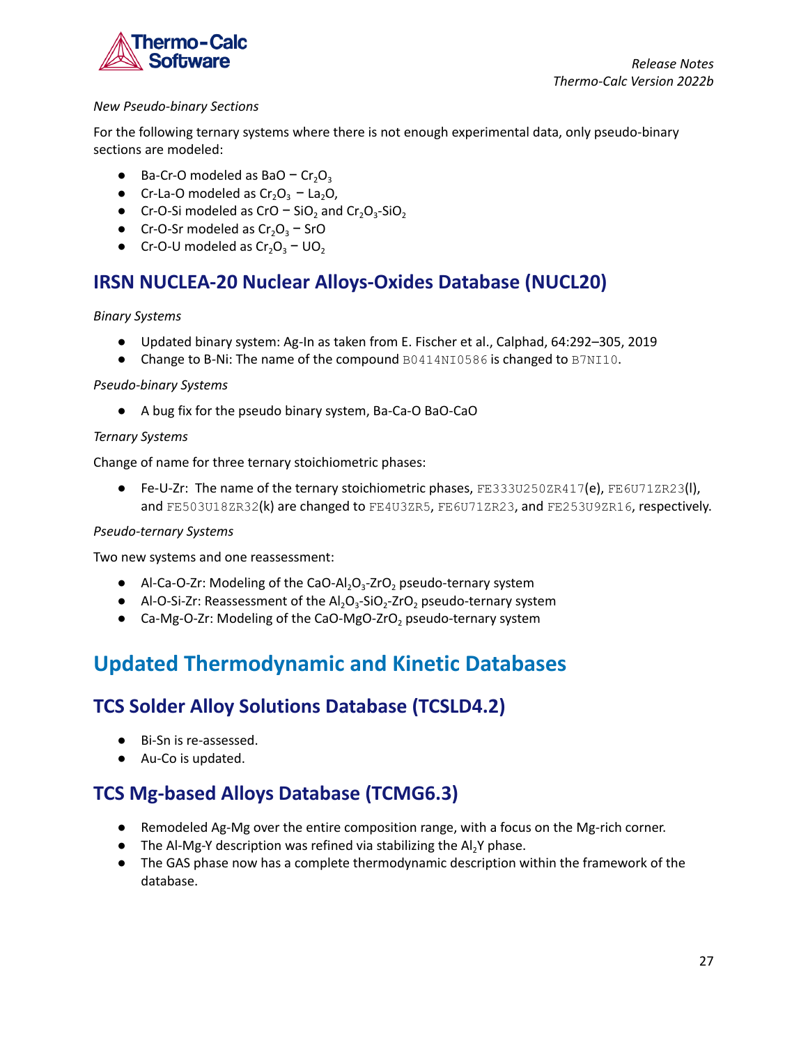*New Pseudo-binary Sections*

For the following ternary systems where there is not enough experimental data, only pseudo-binary sections are modeled:

- Ba-Cr-O modeled as BaO − $Cr_2O_3$
- Cr-La-O modeled as $Cr_2O_3$ − $La_2O$,
- Cr-O-Si modeled as CrO − $SiO_2$ and $Cr_2O_3$-$SiO_2$
- Cr-O-Sr modeled as $Cr_2O_3$ − SrO
- Cr-O-U modeled as $Cr_2O_3$ − $UO_2$

## IRSN NUCLEA-20 Nuclear Alloys-Oxides Database (NUCL20)

*Binary Systems*

- Updated binary system: Ag-In as taken from E. Fischer et al., Calphad, 64:292–305, 2019
- Change to B-Ni: The name of the compound `B0414NI0586` is changed to `B7NI10`.

*Pseudo-binary Systems*

- A bug fix for the pseudo binary system, Ba-Ca-O BaO-CaO

*Ternary Systems*

Change of name for three ternary stoichiometric phases:

- Fe-U-Zr: The name of the ternary stoichiometric phases, `FE333U250ZR417`(e), `FE6U71ZR23`(l), and `FE503U18ZR32`(k) are changed to `FE4U3ZR5`, `FE6U71ZR23`, and `FE253U9ZR16`, respectively.

*Pseudo-ternary Systems*

Two new systems and one reassessment:

- Al-Ca-O-Zr: Modeling of the CaO-$Al_2O_3$-$ZrO_2$ pseudo-ternary system
- Al-O-Si-Zr: Reassessment of the $Al_2O_3$-$SiO_2$-$ZrO_2$ pseudo-ternary system
- Ca-Mg-O-Zr: Modeling of the CaO-MgO-$ZrO_2$ pseudo-ternary system

# Updated Thermodynamic and Kinetic Databases

## TCS Solder Alloy Solutions Database (TCSLD4.2)

- Bi-Sn is re-assessed.
- Au-Co is updated.

## TCS Mg-based Alloys Database (TCMG6.3)

- Remodeled Ag-Mg over the entire composition range, with a focus on the Mg-rich corner.
- The Al-Mg-Y description was refined via stabilizing the $Al_2Y$ phase.
- The GAS phase now has a complete thermodynamic description within the framework of the database.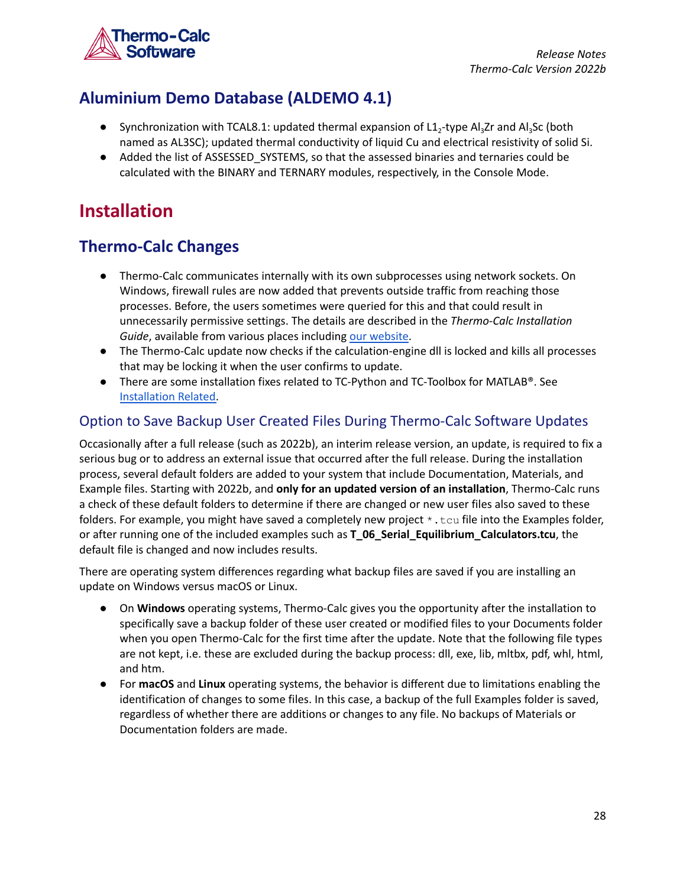## Aluminium Demo Database (ALDEMO 4.1)

- Synchronization with TCAL8.1: updated thermal expansion of $L1_2$-type $Al_3Zr$ and $Al_3Sc$ (both named as AL3SC); updated thermal conductivity of liquid Cu and electrical resistivity of solid Si.
- Added the list of ASSESSED_SYSTEMS, so that the assessed binaries and ternaries could be calculated with the BINARY and TERNARY modules, respectively, in the Console Mode.

# Installation

## Thermo-Calc Changes

- Thermo-Calc communicates internally with its own subprocesses using network sockets. On Windows, firewall rules are now added that prevents outside traffic from reaching those processes. Before, the users sometimes were queried for this and that could result in unnecessarily permissive settings. The details are described in the *Thermo-Calc Installation Guide*, available from various places including our website.
- The Thermo-Calc update now checks if the calculation-engine dll is locked and kills all processes that may be locking it when the user confirms to update.
- There are some installation fixes related to TC-Python and TC-Toolbox for MATLAB®. See Installation Related.

### Option to Save Backup User Created Files During Thermo-Calc Software Updates

Occasionally after a full release (such as 2022b), an interim release version, an update, is required to fix a serious bug or to address an external issue that occurred after the full release. During the installation process, several default folders are added to your system that include Documentation, Materials, and Example files. Starting with 2022b, and **only for an updated version of an installation**, Thermo-Calc runs a check of these default folders to determine if there are changed or new user files also saved to these folders. For example, you might have saved a completely new project `*.tcu` file into the Examples folder, or after running one of the included examples such as **T_06_Serial_Equilibrium_Calculators.tcu**, the default file is changed and now includes results.

There are operating system differences regarding what backup files are saved if you are installing an update on Windows versus macOS or Linux.

- On **Windows** operating systems, Thermo-Calc gives you the opportunity after the installation to specifically save a backup folder of these user created or modified files to your Documents folder when you open Thermo-Calc for the first time after the update. Note that the following file types are not kept, i.e. these are excluded during the backup process: dll, exe, lib, mltbx, pdf, whl, html, and htm.
- For **macOS** and **Linux** operating systems, the behavior is different due to limitations enabling the identification of changes to some files. In this case, a backup of the full Examples folder is saved, regardless of whether there are additions or changes to any file. No backups of Materials or Documentation folders are made.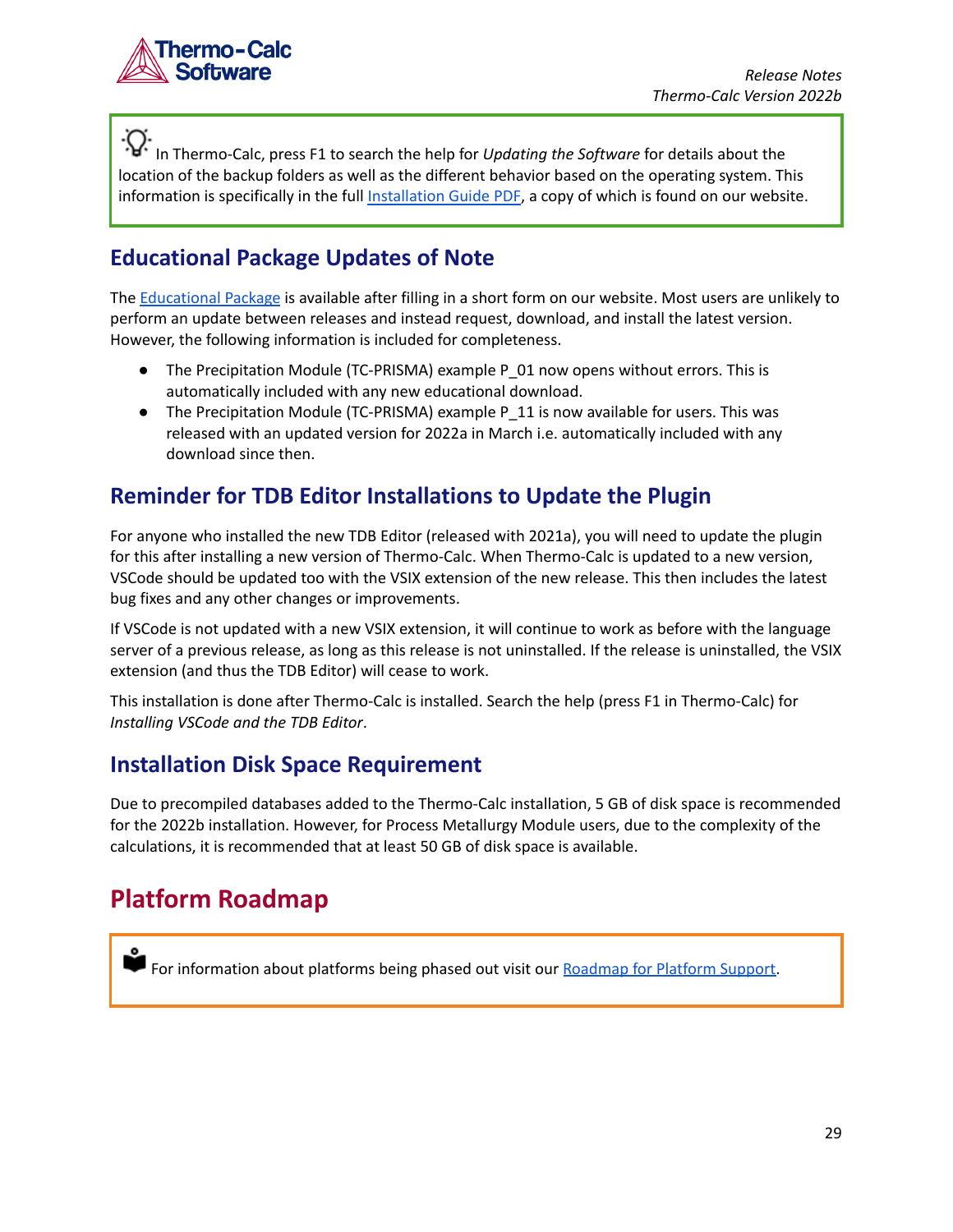In Thermo-Calc, press F1 to search the help for *Updating the Software* for details about the location of the backup folders as well as the different behavior based on the operating system. This information is specifically in the full Installation Guide PDF, a copy of which is found on our website.

## Educational Package Updates of Note

The Educational Package is available after filling in a short form on our website. Most users are unlikely to perform an update between releases and instead request, download, and install the latest version. However, the following information is included for completeness.

- The Precipitation Module (TC-PRISMA) example P_01 now opens without errors. This is automatically included with any new educational download.
- The Precipitation Module (TC-PRISMA) example P_11 is now available for users. This was released with an updated version for 2022a in March i.e. automatically included with any download since then.

## Reminder for TDB Editor Installations to Update the Plugin

For anyone who installed the new TDB Editor (released with 2021a), you will need to update the plugin for this after installing a new version of Thermo-Calc. When Thermo-Calc is updated to a new version, VSCode should be updated too with the VSIX extension of the new release. This then includes the latest bug fixes and any other changes or improvements.

If VSCode is not updated with a new VSIX extension, it will continue to work as before with the language server of a previous release, as long as this release is not uninstalled. If the release is uninstalled, the VSIX extension (and thus the TDB Editor) will cease to work.

This installation is done after Thermo-Calc is installed. Search the help (press F1 in Thermo-Calc) for *Installing VSCode and the TDB Editor*.

## Installation Disk Space Requirement

Due to precompiled databases added to the Thermo-Calc installation, 5 GB of disk space is recommended for the 2022b installation. However, for Process Metallurgy Module users, due to the complexity of the calculations, it is recommended that at least 50 GB of disk space is available.

# Platform Roadmap

For information about platforms being phased out visit our Roadmap for Platform Support.